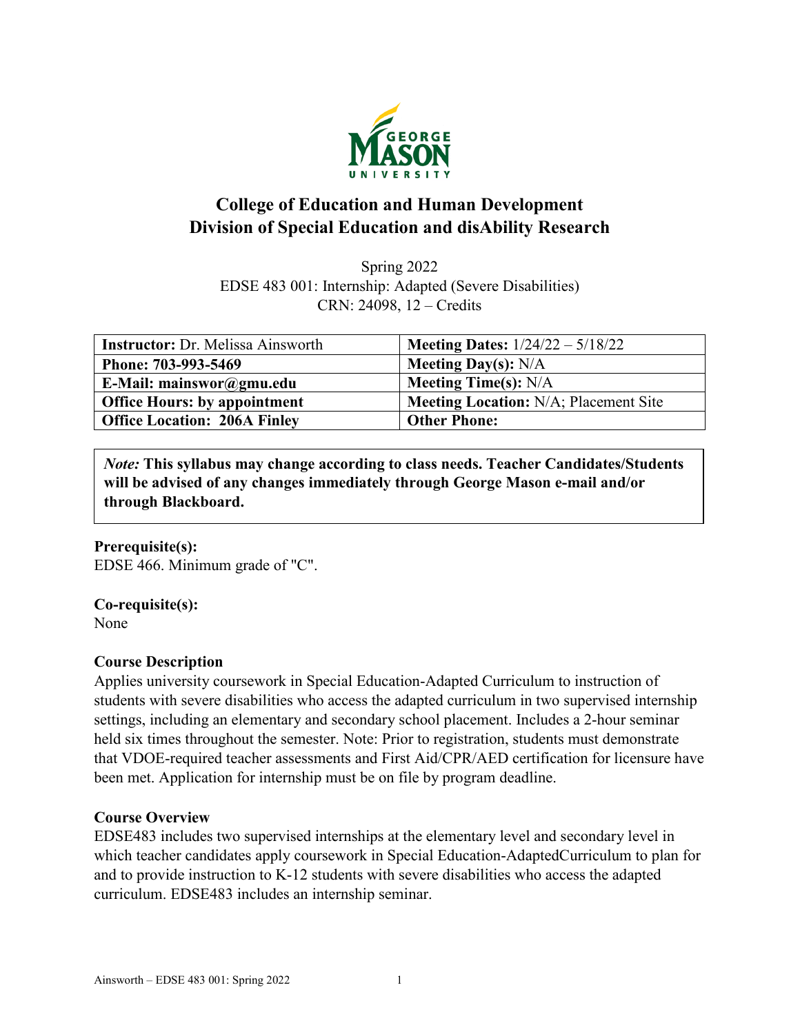# College of Education and Human Development
# Division of Special Education and disAbility Research

Spring 2022
EDSE 483 001: Internship: Adapted (Severe Disabilities)
CRN: 24098, 12 – Credits

| **Instructor:** Dr. Melissa Ainsworth | **Meeting Dates:** 1/24/22 – 5/18/22 |
|---|---|
| **Phone: 703-993-5469** | **Meeting Day(s):** N/A |
| **E-Mail: mainswor@gmu.edu** | **Meeting Time(s):** N/A |
| **Office Hours: by appointment** | **Meeting Location:** N/A; Placement Site |
| **Office Location: 206A Finley** | **Other Phone:** |

*Note:* **This syllabus may change according to class needs. Teacher Candidates/Students will be advised of any changes immediately through George Mason e-mail and/or through Blackboard.**

**Prerequisite(s):**
EDSE 466. Minimum grade of "C".

**Co-requisite(s):**
None

**Course Description**
Applies university coursework in Special Education-Adapted Curriculum to instruction of students with severe disabilities who access the adapted curriculum in two supervised internship settings, including an elementary and secondary school placement. Includes a 2-hour seminar held six times throughout the semester. Note: Prior to registration, students must demonstrate that VDOE-required teacher assessments and First Aid/CPR/AED certification for licensure have been met. Application for internship must be on file by program deadline.

**Course Overview**
EDSE483 includes two supervised internships at the elementary level and secondary level in which teacher candidates apply coursework in Special Education-AdaptedCurriculum to plan for and to provide instruction to K-12 students with severe disabilities who access the adapted curriculum. EDSE483 includes an internship seminar.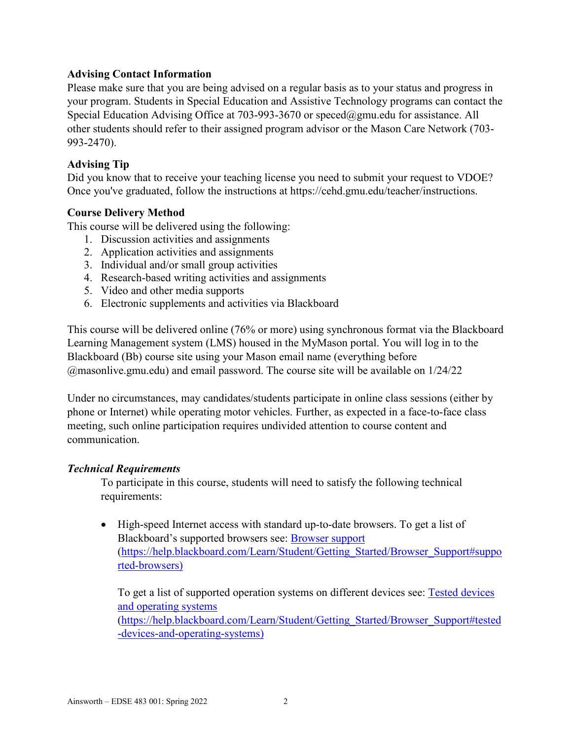**Advising Contact Information**

Please make sure that you are being advised on a regular basis as to your status and progress in your program. Students in Special Education and Assistive Technology programs can contact the Special Education Advising Office at 703-993-3670 or speced@gmu.edu for assistance. All other students should refer to their assigned program advisor or the Mason Care Network (703-993-2470).

**Advising Tip**

Did you know that to receive your teaching license you need to submit your request to VDOE? Once you've graduated, follow the instructions at https://cehd.gmu.edu/teacher/instructions.

**Course Delivery Method**

This course will be delivered using the following:

1. Discussion activities and assignments
2. Application activities and assignments
3. Individual and/or small group activities
4. Research-based writing activities and assignments
5. Video and other media supports
6. Electronic supplements and activities via Blackboard

This course will be delivered online (76% or more) using synchronous format via the Blackboard Learning Management system (LMS) housed in the MyMason portal. You will log in to the Blackboard (Bb) course site using your Mason email name (everything before @masonlive.gmu.edu) and email password. The course site will be available on 1/24/22

Under no circumstances, may candidates/students participate in online class sessions (either by phone or Internet) while operating motor vehicles. Further, as expected in a face-to-face class meeting, such online participation requires undivided attention to course content and communication.

***Technical Requirements***

To participate in this course, students will need to satisfy the following technical requirements:

- High-speed Internet access with standard up-to-date browsers. To get a list of Blackboard's supported browsers see: [Browser support](https://help.blackboard.com/Learn/Student/Getting_Started/Browser_Support#supported-browsers) (https://help.blackboard.com/Learn/Student/Getting_Started/Browser_Support#supported-browsers)

  To get a list of supported operation systems on different devices see: [Tested devices and operating systems](https://help.blackboard.com/Learn/Student/Getting_Started/Browser_Support#tested-devices-and-operating-systems) (https://help.blackboard.com/Learn/Student/Getting_Started/Browser_Support#tested-devices-and-operating-systems)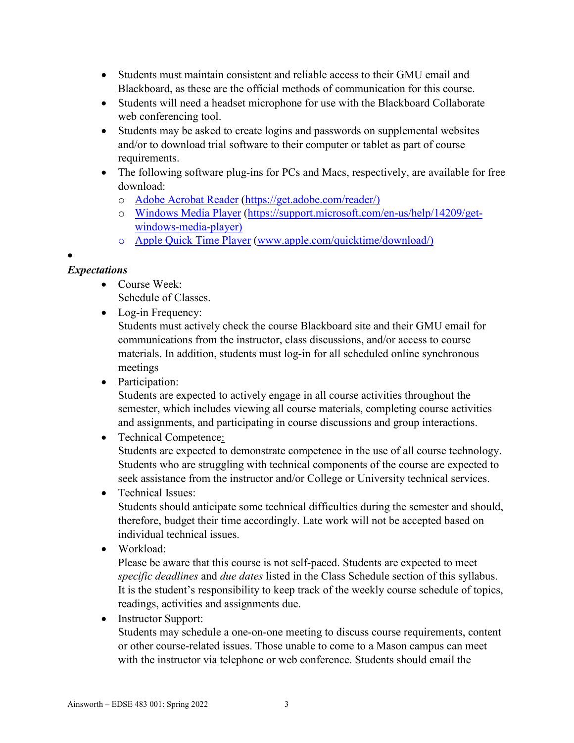- Students must maintain consistent and reliable access to their GMU email and Blackboard, as these are the official methods of communication for this course.
- Students will need a headset microphone for use with the Blackboard Collaborate web conferencing tool.
- Students may be asked to create logins and passwords on supplemental websites and/or to download trial software to their computer or tablet as part of course requirements.
- The following software plug-ins for PCs and Macs, respectively, are available for free download:
  - [Adobe Acrobat Reader](https://get.adobe.com/reader/) (https://get.adobe.com/reader/)
  - [Windows Media Player](https://support.microsoft.com/en-us/help/14209/get-windows-media-player) (https://support.microsoft.com/en-us/help/14209/get-windows-media-player)
  - [Apple Quick Time Player](www.apple.com/quicktime/download/) (www.apple.com/quicktime/download/)

***Expectations***

- Course Week:
  Schedule of Classes.
- Log-in Frequency:
  Students must actively check the course Blackboard site and their GMU email for communications from the instructor, class discussions, and/or access to course materials. In addition, students must log-in for all scheduled online synchronous meetings
- Participation:
  Students are expected to actively engage in all course activities throughout the semester, which includes viewing all course materials, completing course activities and assignments, and participating in course discussions and group interactions.
- Technical Competence:
  Students are expected to demonstrate competence in the use of all course technology. Students who are struggling with technical components of the course are expected to seek assistance from the instructor and/or College or University technical services.
- Technical Issues:
  Students should anticipate some technical difficulties during the semester and should, therefore, budget their time accordingly. Late work will not be accepted based on individual technical issues.
- Workload:
  Please be aware that this course is not self-paced. Students are expected to meet *specific deadlines* and *due dates* listed in the Class Schedule section of this syllabus. It is the student's responsibility to keep track of the weekly course schedule of topics, readings, activities and assignments due.
- Instructor Support:
  Students may schedule a one-on-one meeting to discuss course requirements, content or other course-related issues. Those unable to come to a Mason campus can meet with the instructor via telephone or web conference. Students should email the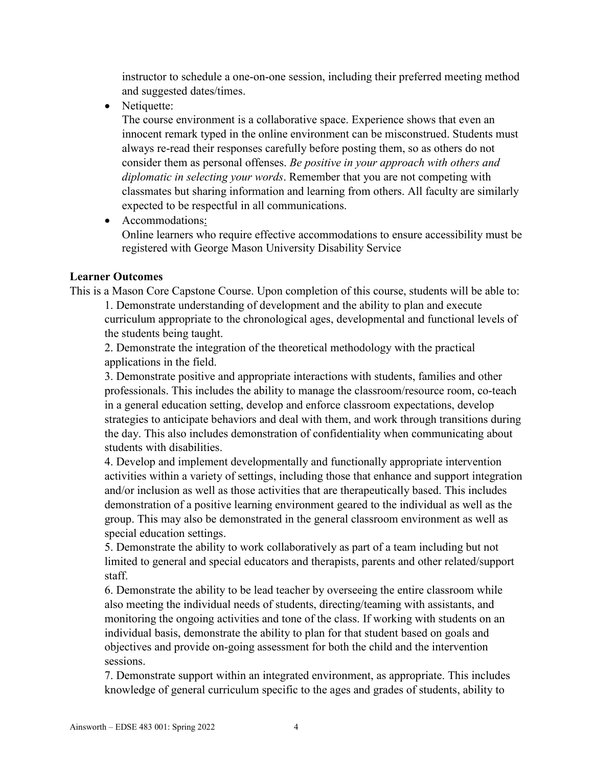instructor to schedule a one-on-one session, including their preferred meeting method and suggested dates/times.

- Netiquette:
  The course environment is a collaborative space. Experience shows that even an innocent remark typed in the online environment can be misconstrued. Students must always re-read their responses carefully before posting them, so as others do not consider them as personal offenses. *Be positive in your approach with others and diplomatic in selecting your words*. Remember that you are not competing with classmates but sharing information and learning from others. All faculty are similarly expected to be respectful in all communications.
- Accommodations:
  Online learners who require effective accommodations to ensure accessibility must be registered with George Mason University Disability Service

**Learner Outcomes**

This is a Mason Core Capstone Course. Upon completion of this course, students will be able to:

1. Demonstrate understanding of development and the ability to plan and execute curriculum appropriate to the chronological ages, developmental and functional levels of the students being taught.
2. Demonstrate the integration of the theoretical methodology with the practical applications in the field.
3. Demonstrate positive and appropriate interactions with students, families and other professionals. This includes the ability to manage the classroom/resource room, co-teach in a general education setting, develop and enforce classroom expectations, develop strategies to anticipate behaviors and deal with them, and work through transitions during the day. This also includes demonstration of confidentiality when communicating about students with disabilities.
4. Develop and implement developmentally and functionally appropriate intervention activities within a variety of settings, including those that enhance and support integration and/or inclusion as well as those activities that are therapeutically based. This includes demonstration of a positive learning environment geared to the individual as well as the group. This may also be demonstrated in the general classroom environment as well as special education settings.
5. Demonstrate the ability to work collaboratively as part of a team including but not limited to general and special educators and therapists, parents and other related/support staff.
6. Demonstrate the ability to be lead teacher by overseeing the entire classroom while also meeting the individual needs of students, directing/teaming with assistants, and monitoring the ongoing activities and tone of the class. If working with students on an individual basis, demonstrate the ability to plan for that student based on goals and objectives and provide on-going assessment for both the child and the intervention sessions.
7. Demonstrate support within an integrated environment, as appropriate. This includes knowledge of general curriculum specific to the ages and grades of students, ability to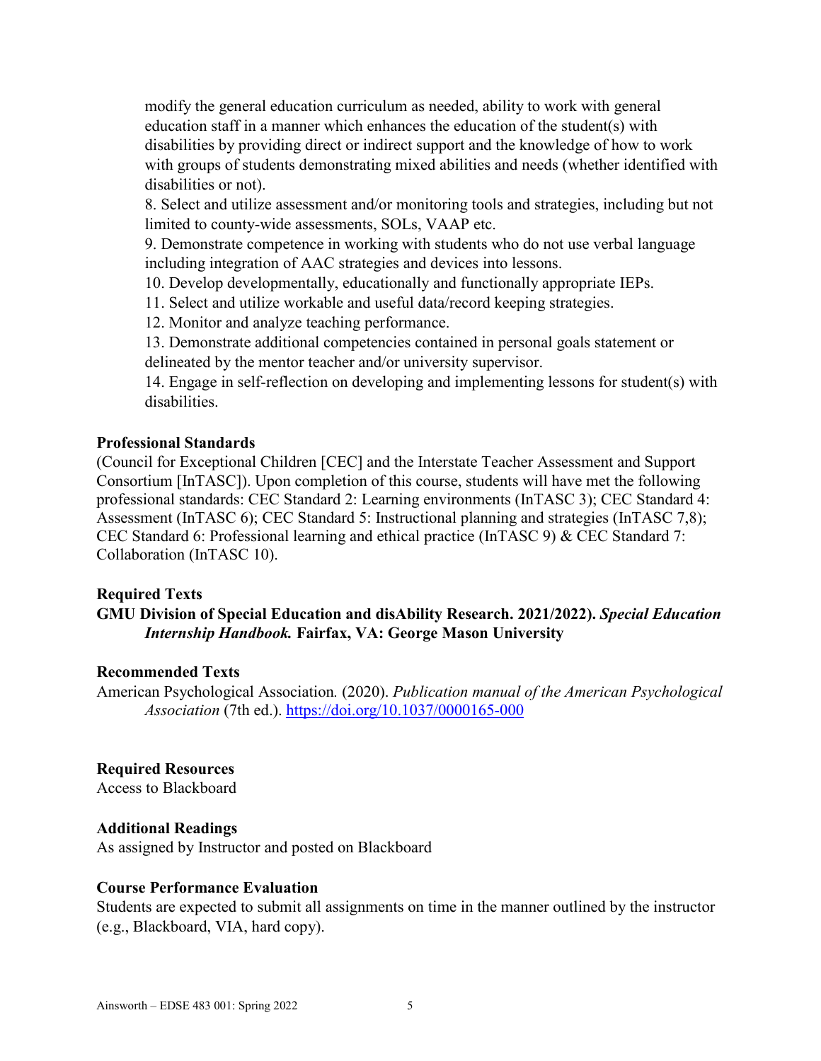modify the general education curriculum as needed, ability to work with general education staff in a manner which enhances the education of the student(s) with disabilities by providing direct or indirect support and the knowledge of how to work with groups of students demonstrating mixed abilities and needs (whether identified with disabilities or not).

8. Select and utilize assessment and/or monitoring tools and strategies, including but not limited to county-wide assessments, SOLs, VAAP etc.
9. Demonstrate competence in working with students who do not use verbal language including integration of AAC strategies and devices into lessons.
10. Develop developmentally, educationally and functionally appropriate IEPs.
11. Select and utilize workable and useful data/record keeping strategies.
12. Monitor and analyze teaching performance.
13. Demonstrate additional competencies contained in personal goals statement or delineated by the mentor teacher and/or university supervisor.
14. Engage in self-reflection on developing and implementing lessons for student(s) with disabilities.

**Professional Standards**

(Council for Exceptional Children [CEC] and the Interstate Teacher Assessment and Support Consortium [InTASC]). Upon completion of this course, students will have met the following professional standards: CEC Standard 2: Learning environments (InTASC 3); CEC Standard 4: Assessment (InTASC 6); CEC Standard 5: Instructional planning and strategies (InTASC 7,8); CEC Standard 6: Professional learning and ethical practice (InTASC 9) & CEC Standard 7: Collaboration (InTASC 10).

**Required Texts**

**GMU Division of Special Education and disAbility Research. 2021/2022).** ***Special Education Internship Handbook.*** **Fairfax, VA: George Mason University**

**Recommended Texts**

American Psychological Association. (2020). *Publication manual of the American Psychological Association* (7th ed.). https://doi.org/10.1037/0000165-000

**Required Resources**

Access to Blackboard

**Additional Readings**

As assigned by Instructor and posted on Blackboard

**Course Performance Evaluation**

Students are expected to submit all assignments on time in the manner outlined by the instructor (e.g., Blackboard, VIA, hard copy).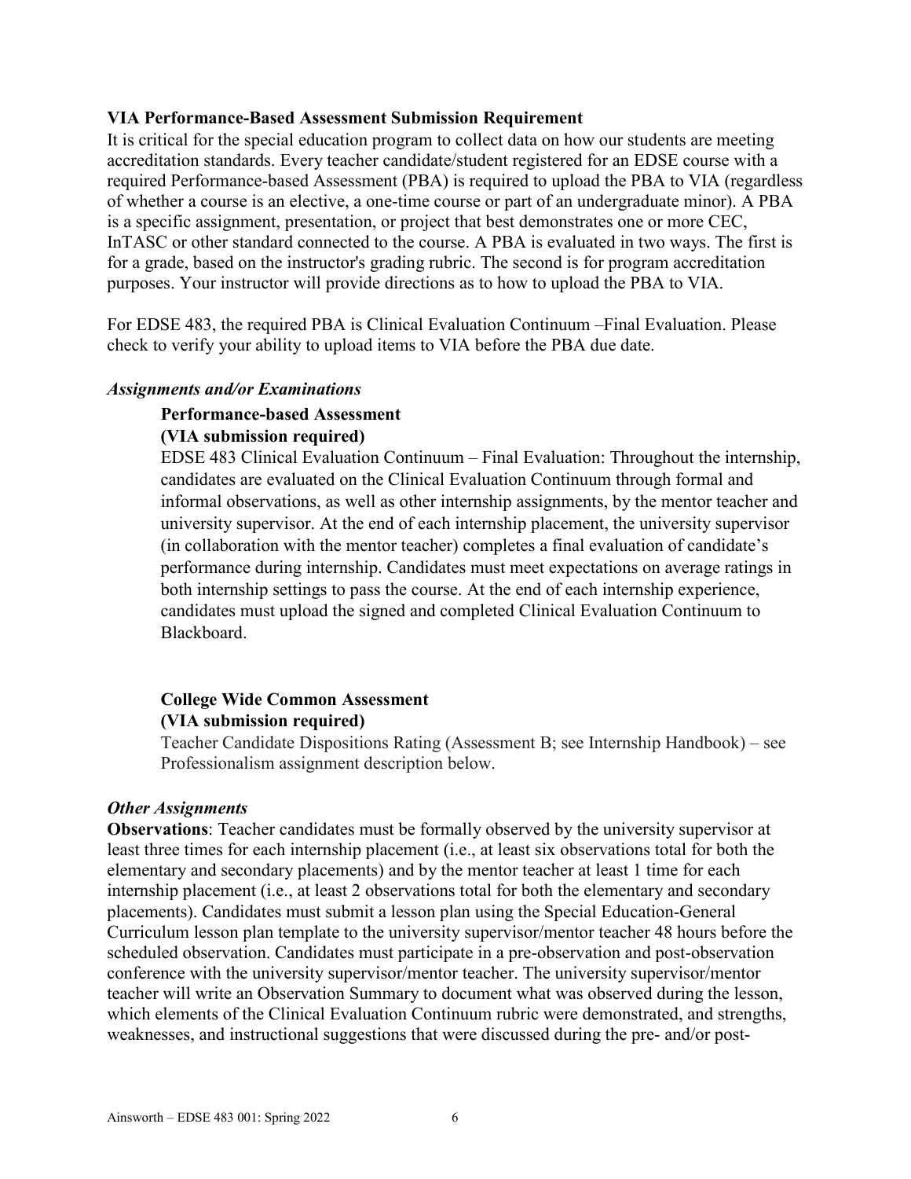**VIA Performance-Based Assessment Submission Requirement**

It is critical for the special education program to collect data on how our students are meeting accreditation standards. Every teacher candidate/student registered for an EDSE course with a required Performance-based Assessment (PBA) is required to upload the PBA to VIA (regardless of whether a course is an elective, a one-time course or part of an undergraduate minor). A PBA is a specific assignment, presentation, or project that best demonstrates one or more CEC, InTASC or other standard connected to the course. A PBA is evaluated in two ways. The first is for a grade, based on the instructor's grading rubric. The second is for program accreditation purposes. Your instructor will provide directions as to how to upload the PBA to VIA.

For EDSE 483, the required PBA is Clinical Evaluation Continuum –Final Evaluation. Please check to verify your ability to upload items to VIA before the PBA due date.

***Assignments and/or Examinations***

**Performance-based Assessment**
**(VIA submission required)**

EDSE 483 Clinical Evaluation Continuum – Final Evaluation: Throughout the internship, candidates are evaluated on the Clinical Evaluation Continuum through formal and informal observations, as well as other internship assignments, by the mentor teacher and university supervisor. At the end of each internship placement, the university supervisor (in collaboration with the mentor teacher) completes a final evaluation of candidate's performance during internship. Candidates must meet expectations on average ratings in both internship settings to pass the course. At the end of each internship experience, candidates must upload the signed and completed Clinical Evaluation Continuum to Blackboard.

**College Wide Common Assessment**
**(VIA submission required)**

Teacher Candidate Dispositions Rating (Assessment B; see Internship Handbook) – see Professionalism assignment description below.

***Other Assignments***

**Observations**: Teacher candidates must be formally observed by the university supervisor at least three times for each internship placement (i.e., at least six observations total for both the elementary and secondary placements) and by the mentor teacher at least 1 time for each internship placement (i.e., at least 2 observations total for both the elementary and secondary placements). Candidates must submit a lesson plan using the Special Education-General Curriculum lesson plan template to the university supervisor/mentor teacher 48 hours before the scheduled observation. Candidates must participate in a pre-observation and post-observation conference with the university supervisor/mentor teacher. The university supervisor/mentor teacher will write an Observation Summary to document what was observed during the lesson, which elements of the Clinical Evaluation Continuum rubric were demonstrated, and strengths, weaknesses, and instructional suggestions that were discussed during the pre- and/or post-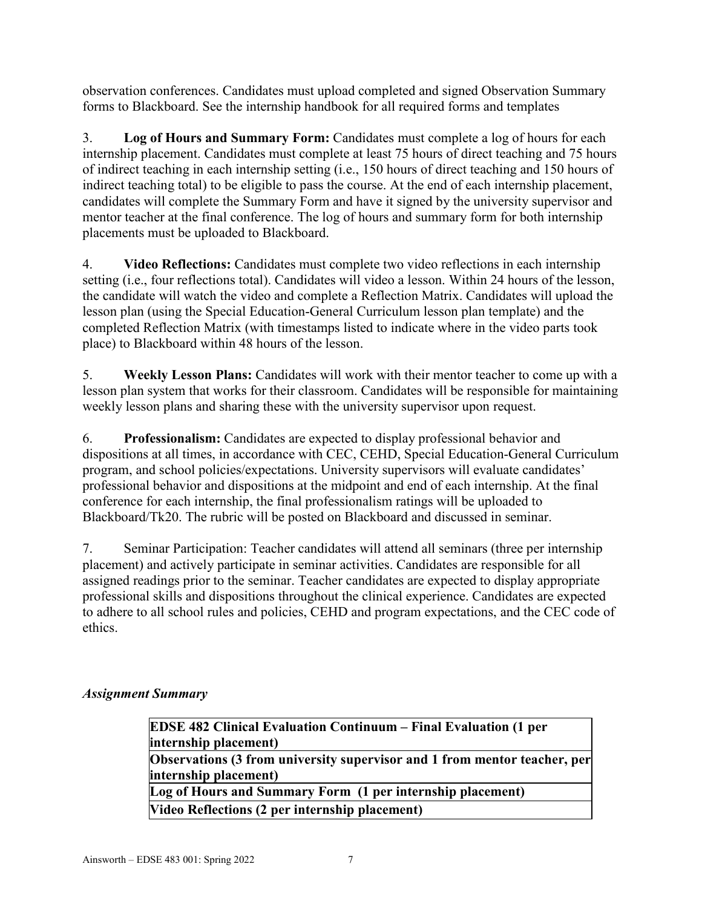observation conferences. Candidates must upload completed and signed Observation Summary forms to Blackboard. See the internship handbook for all required forms and templates

3. **Log of Hours and Summary Form:** Candidates must complete a log of hours for each internship placement. Candidates must complete at least 75 hours of direct teaching and 75 hours of indirect teaching in each internship setting (i.e., 150 hours of direct teaching and 150 hours of indirect teaching total) to be eligible to pass the course. At the end of each internship placement, candidates will complete the Summary Form and have it signed by the university supervisor and mentor teacher at the final conference. The log of hours and summary form for both internship placements must be uploaded to Blackboard.

4. **Video Reflections:** Candidates must complete two video reflections in each internship setting (i.e., four reflections total). Candidates will video a lesson. Within 24 hours of the lesson, the candidate will watch the video and complete a Reflection Matrix. Candidates will upload the lesson plan (using the Special Education-General Curriculum lesson plan template) and the completed Reflection Matrix (with timestamps listed to indicate where in the video parts took place) to Blackboard within 48 hours of the lesson.

5. **Weekly Lesson Plans:** Candidates will work with their mentor teacher to come up with a lesson plan system that works for their classroom. Candidates will be responsible for maintaining weekly lesson plans and sharing these with the university supervisor upon request.

6. **Professionalism:** Candidates are expected to display professional behavior and dispositions at all times, in accordance with CEC, CEHD, Special Education-General Curriculum program, and school policies/expectations. University supervisors will evaluate candidates' professional behavior and dispositions at the midpoint and end of each internship. At the final conference for each internship, the final professionalism ratings will be uploaded to Blackboard/Tk20. The rubric will be posted on Blackboard and discussed in seminar.

7. Seminar Participation: Teacher candidates will attend all seminars (three per internship placement) and actively participate in seminar activities. Candidates are responsible for all assigned readings prior to the seminar. Teacher candidates are expected to display appropriate professional skills and dispositions throughout the clinical experience. Candidates are expected to adhere to all school rules and policies, CEHD and program expectations, and the CEC code of ethics.

### *Assignment Summary*

| **EDSE 482 Clinical Evaluation Continuum – Final Evaluation (1 per internship placement)** |
|---|
| **Observations (3 from university supervisor and 1 from mentor teacher, per internship placement)** |
| **Log of Hours and Summary Form (1 per internship placement)** |
| **Video Reflections (2 per internship placement)** |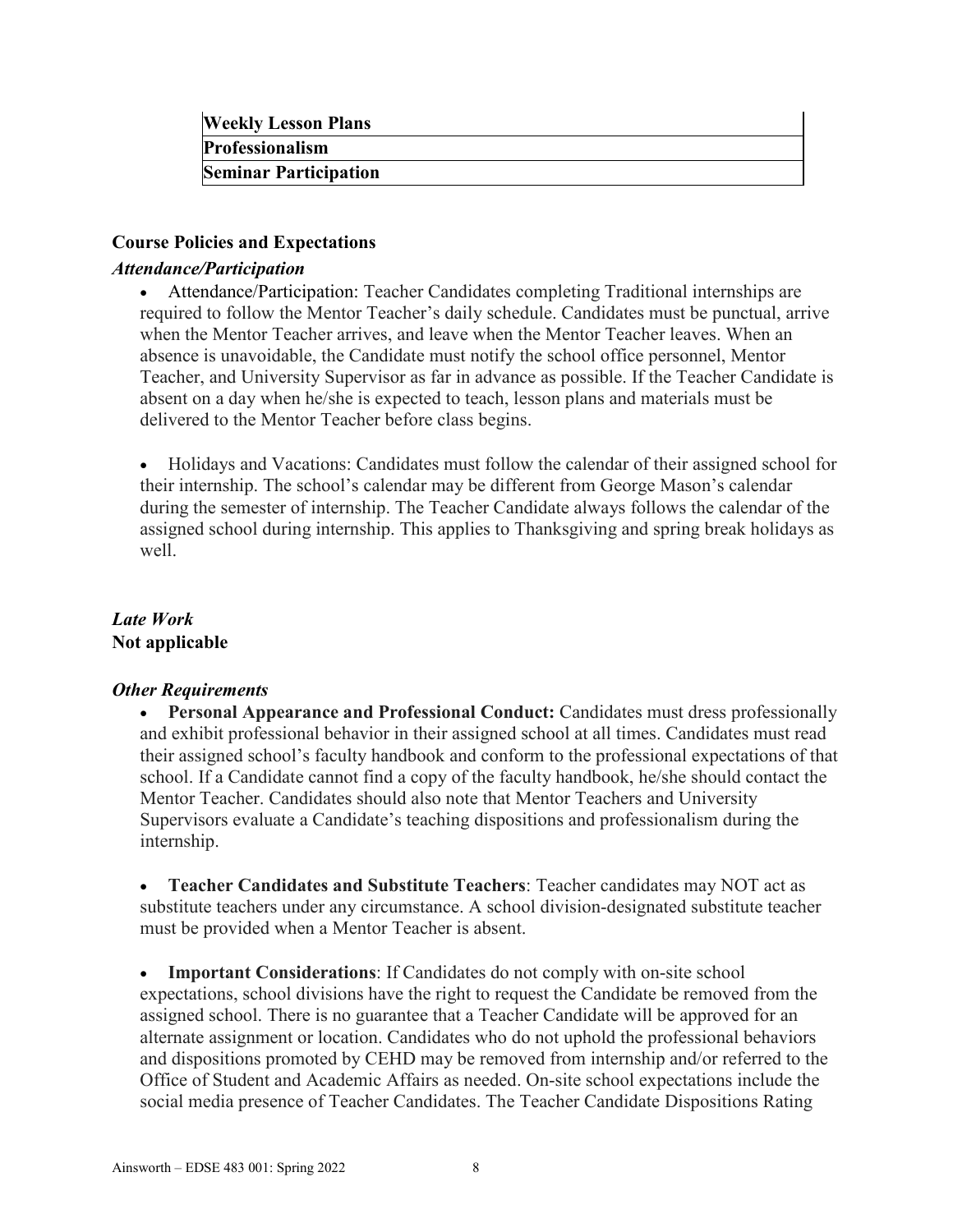| Weekly Lesson Plans |
| --- |
| **Professionalism** |
| **Seminar Participation** |

## Course Policies and Expectations

### *Attendance/Participation*

- Attendance/Participation: Teacher Candidates completing Traditional internships are required to follow the Mentor Teacher's daily schedule. Candidates must be punctual, arrive when the Mentor Teacher arrives, and leave when the Mentor Teacher leaves. When an absence is unavoidable, the Candidate must notify the school office personnel, Mentor Teacher, and University Supervisor as far in advance as possible. If the Teacher Candidate is absent on a day when he/she is expected to teach, lesson plans and materials must be delivered to the Mentor Teacher before class begins.

- Holidays and Vacations: Candidates must follow the calendar of their assigned school for their internship. The school's calendar may be different from George Mason's calendar during the semester of internship. The Teacher Candidate always follows the calendar of the assigned school during internship. This applies to Thanksgiving and spring break holidays as well.

### *Late Work*

**Not applicable**

### *Other Requirements*

- **Personal Appearance and Professional Conduct:** Candidates must dress professionally and exhibit professional behavior in their assigned school at all times. Candidates must read their assigned school's faculty handbook and conform to the professional expectations of that school. If a Candidate cannot find a copy of the faculty handbook, he/she should contact the Mentor Teacher. Candidates should also note that Mentor Teachers and University Supervisors evaluate a Candidate's teaching dispositions and professionalism during the internship.

- **Teacher Candidates and Substitute Teachers**: Teacher candidates may NOT act as substitute teachers under any circumstance. A school division-designated substitute teacher must be provided when a Mentor Teacher is absent.

- **Important Considerations**: If Candidates do not comply with on-site school expectations, school divisions have the right to request the Candidate be removed from the assigned school. There is no guarantee that a Teacher Candidate will be approved for an alternate assignment or location. Candidates who do not uphold the professional behaviors and dispositions promoted by CEHD may be removed from internship and/or referred to the Office of Student and Academic Affairs as needed. On-site school expectations include the social media presence of Teacher Candidates. The Teacher Candidate Dispositions Rating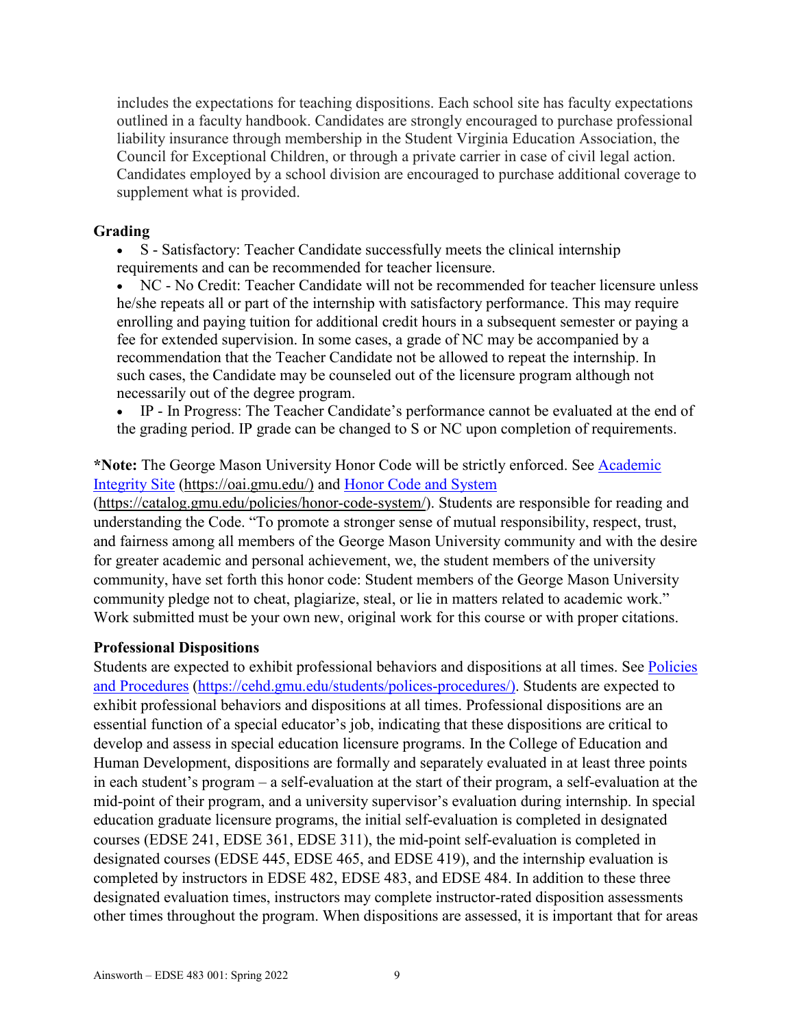includes the expectations for teaching dispositions. Each school site has faculty expectations outlined in a faculty handbook. Candidates are strongly encouraged to purchase professional liability insurance through membership in the Student Virginia Education Association, the Council for Exceptional Children, or through a private carrier in case of civil legal action. Candidates employed by a school division are encouraged to purchase additional coverage to supplement what is provided.

### Grading

- S - Satisfactory: Teacher Candidate successfully meets the clinical internship requirements and can be recommended for teacher licensure.
- NC - No Credit: Teacher Candidate will not be recommended for teacher licensure unless he/she repeats all or part of the internship with satisfactory performance. This may require enrolling and paying tuition for additional credit hours in a subsequent semester or paying a fee for extended supervision. In some cases, a grade of NC may be accompanied by a recommendation that the Teacher Candidate not be allowed to repeat the internship. In such cases, the Candidate may be counseled out of the licensure program although not necessarily out of the degree program.
- IP - In Progress: The Teacher Candidate's performance cannot be evaluated at the end of the grading period. IP grade can be changed to S or NC upon completion of requirements.

**\*Note:** The George Mason University Honor Code will be strictly enforced. See [Academic Integrity Site](https://oai.gmu.edu/) (https://oai.gmu.edu/) and [Honor Code and System](https://catalog.gmu.edu/policies/honor-code-system/) (https://catalog.gmu.edu/policies/honor-code-system/). Students are responsible for reading and understanding the Code. "To promote a stronger sense of mutual responsibility, respect, trust, and fairness among all members of the George Mason University community and with the desire for greater academic and personal achievement, we, the student members of the university community, have set forth this honor code: Student members of the George Mason University community pledge not to cheat, plagiarize, steal, or lie in matters related to academic work." Work submitted must be your own new, original work for this course or with proper citations.

### Professional Dispositions

Students are expected to exhibit professional behaviors and dispositions at all times. See [Policies and Procedures](https://cehd.gmu.edu/students/polices-procedures/) (https://cehd.gmu.edu/students/polices-procedures/). Students are expected to exhibit professional behaviors and dispositions at all times. Professional dispositions are an essential function of a special educator's job, indicating that these dispositions are critical to develop and assess in special education licensure programs. In the College of Education and Human Development, dispositions are formally and separately evaluated in at least three points in each student's program – a self-evaluation at the start of their program, a self-evaluation at the mid-point of their program, and a university supervisor's evaluation during internship. In special education graduate licensure programs, the initial self-evaluation is completed in designated courses (EDSE 241, EDSE 361, EDSE 311), the mid-point self-evaluation is completed in designated courses (EDSE 445, EDSE 465, and EDSE 419), and the internship evaluation is completed by instructors in EDSE 482, EDSE 483, and EDSE 484. In addition to these three designated evaluation times, instructors may complete instructor-rated disposition assessments other times throughout the program. When dispositions are assessed, it is important that for areas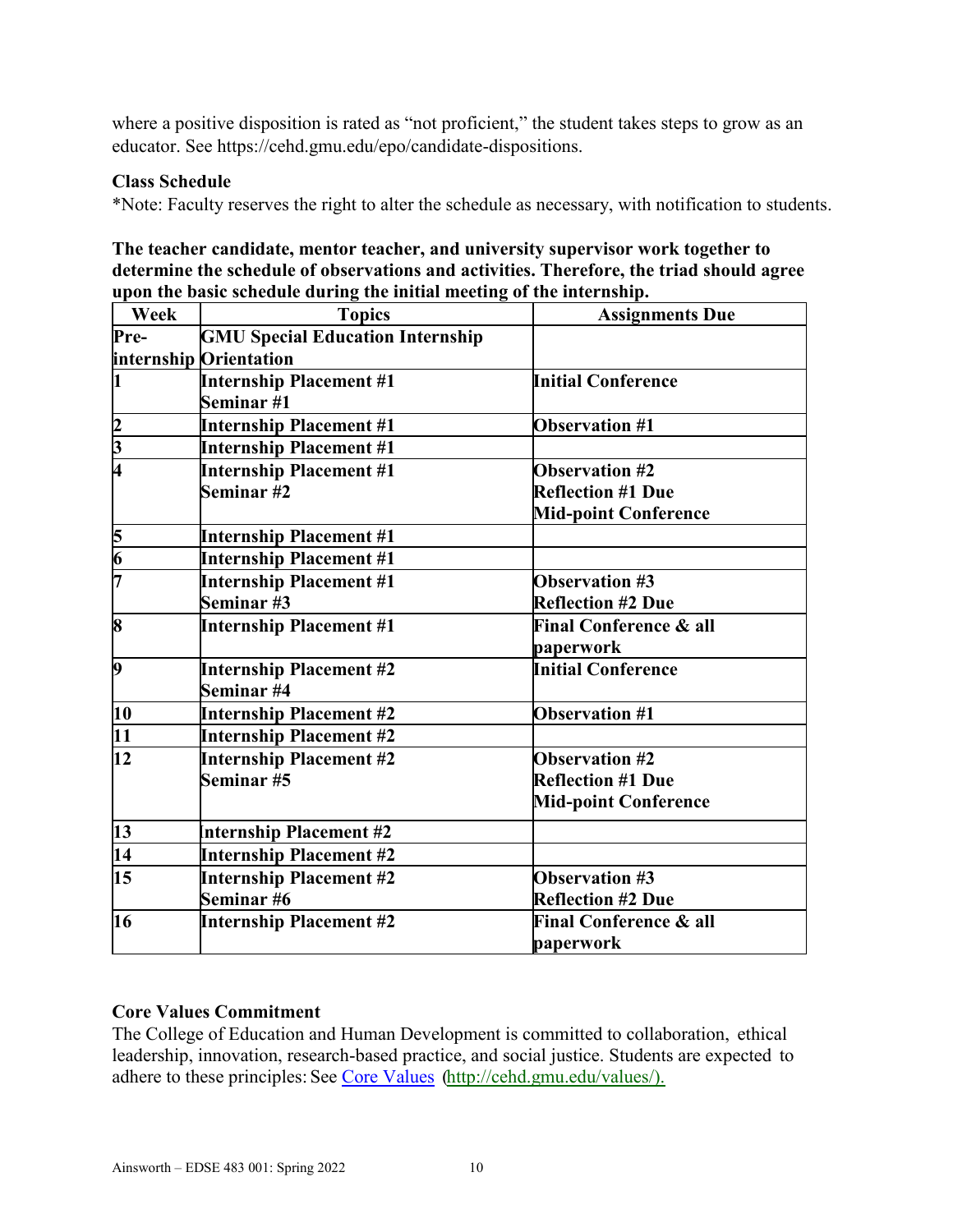where a positive disposition is rated as "not proficient," the student takes steps to grow as an educator. See https://cehd.gmu.edu/epo/candidate-dispositions.

### Class Schedule

*Note: Faculty reserves the right to alter the schedule as necessary, with notification to students.

**The teacher candidate, mentor teacher, and university supervisor work together to determine the schedule of observations and activities. Therefore, the triad should agree upon the basic schedule during the initial meeting of the internship.**

| Week | Topics | Assignments Due |
| --- | --- | --- |
| **Pre-internship** | **GMU Special Education Internship Orientation** | |
| **1** | **Internship Placement #1**<br>**Seminar #1** | **Initial Conference** |
| **2** | **Internship Placement #1** | **Observation #1** |
| **3** | **Internship Placement #1** | |
| **4** | **Internship Placement #1**<br>**Seminar #2** | **Observation #2**<br>**Reflection #1 Due**<br>**Mid-point Conference** |
| **5** | **Internship Placement #1** | |
| **6** | **Internship Placement #1** | |
| **7** | **Internship Placement #1**<br>**Seminar #3** | **Observation #3**<br>**Reflection #2 Due** |
| **8** | **Internship Placement #1** | **Final Conference & all paperwork** |
| **9** | **Internship Placement #2**<br>**Seminar #4** | **Initial Conference** |
| **10** | **Internship Placement #2** | **Observation #1** |
| **11** | **Internship Placement #2** | |
| **12** | **Internship Placement #2**<br>**Seminar #5** | **Observation #2**<br>**Reflection #1 Due**<br>**Mid-point Conference** |
| **13** | **Internship Placement #2** | |
| **14** | **Internship Placement #2** | |
| **15** | **Internship Placement #2**<br>**Seminar #6** | **Observation #3**<br>**Reflection #2 Due** |
| **16** | **Internship Placement #2** | **Final Conference & all paperwork** |

### Core Values Commitment

The College of Education and Human Development is committed to collaboration, ethical leadership, innovation, research-based practice, and social justice. Students are expected to adhere to these principles: See Core Values (http://cehd.gmu.edu/values/).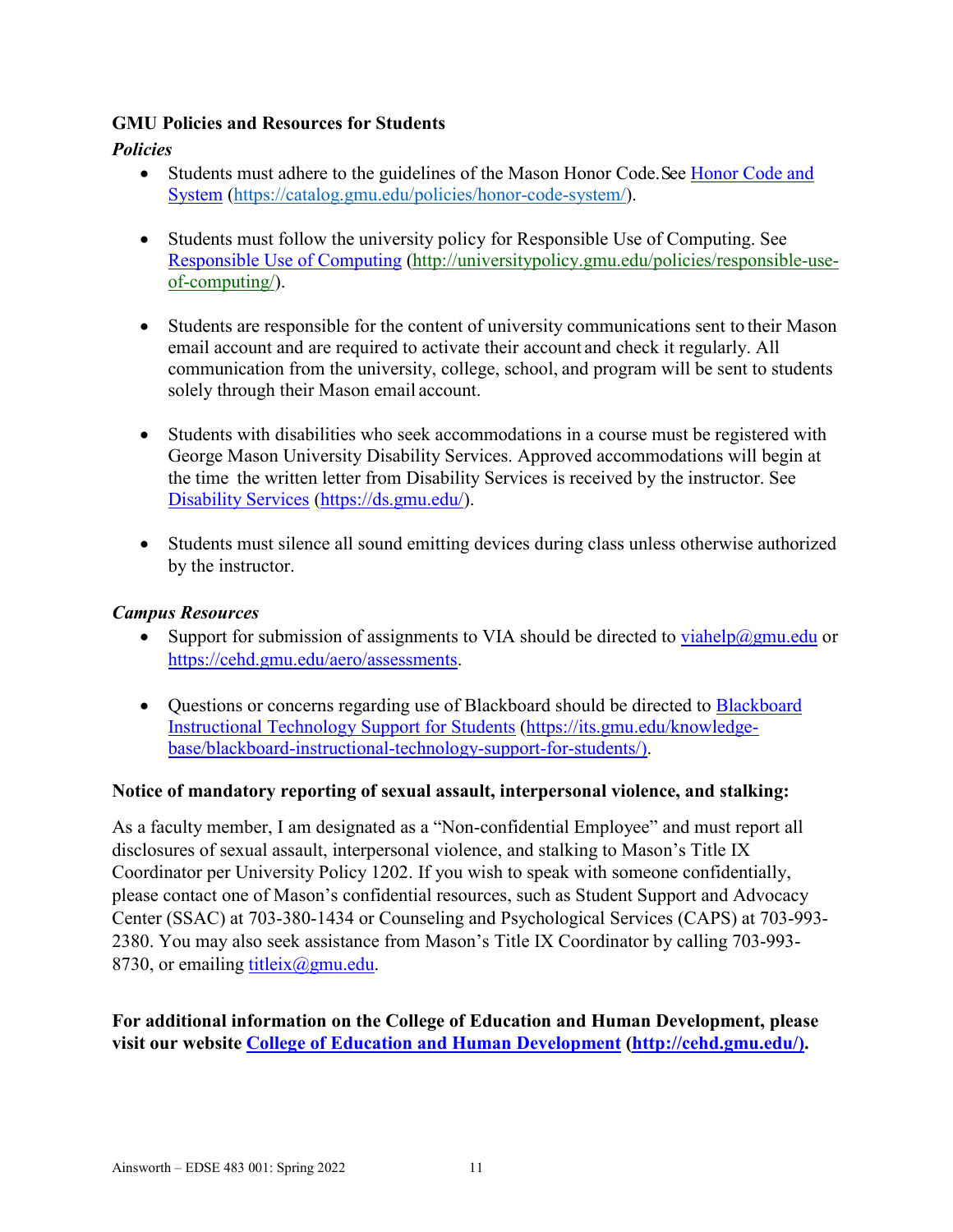### GMU Policies and Resources for Students

***Policies***

- Students must adhere to the guidelines of the Mason Honor Code. See [Honor Code and System](https://catalog.gmu.edu/policies/honor-code-system/) (https://catalog.gmu.edu/policies/honor-code-system/).

- Students must follow the university policy for Responsible Use of Computing. See [Responsible Use of Computing](http://universitypolicy.gmu.edu/policies/responsible-use-of-computing/) (http://universitypolicy.gmu.edu/policies/responsible-use-of-computing/).

- Students are responsible for the content of university communications sent to their Mason email account and are required to activate their account and check it regularly. All communication from the university, college, school, and program will be sent to students solely through their Mason email account.

- Students with disabilities who seek accommodations in a course must be registered with George Mason University Disability Services. Approved accommodations will begin at the time the written letter from Disability Services is received by the instructor. See [Disability Services](https://ds.gmu.edu/) (https://ds.gmu.edu/).

- Students must silence all sound emitting devices during class unless otherwise authorized by the instructor.

***Campus Resources***

- Support for submission of assignments to VIA should be directed to viahelp@gmu.edu or https://cehd.gmu.edu/aero/assessments.

- Questions or concerns regarding use of Blackboard should be directed to [Blackboard Instructional Technology Support for Students](https://its.gmu.edu/knowledge-base/blackboard-instructional-technology-support-for-students/) (https://its.gmu.edu/knowledge-base/blackboard-instructional-technology-support-for-students/).

**Notice of mandatory reporting of sexual assault, interpersonal violence, and stalking:**

As a faculty member, I am designated as a "Non-confidential Employee" and must report all disclosures of sexual assault, interpersonal violence, and stalking to Mason's Title IX Coordinator per University Policy 1202. If you wish to speak with someone confidentially, please contact one of Mason's confidential resources, such as Student Support and Advocacy Center (SSAC) at 703-380-1434 or Counseling and Psychological Services (CAPS) at 703-993-2380. You may also seek assistance from Mason's Title IX Coordinator by calling 703-993-8730, or emailing titleix@gmu.edu.

**For additional information on the College of Education and Human Development, please visit our website [College of Education and Human Development](http://cehd.gmu.edu/) (http://cehd.gmu.edu/).**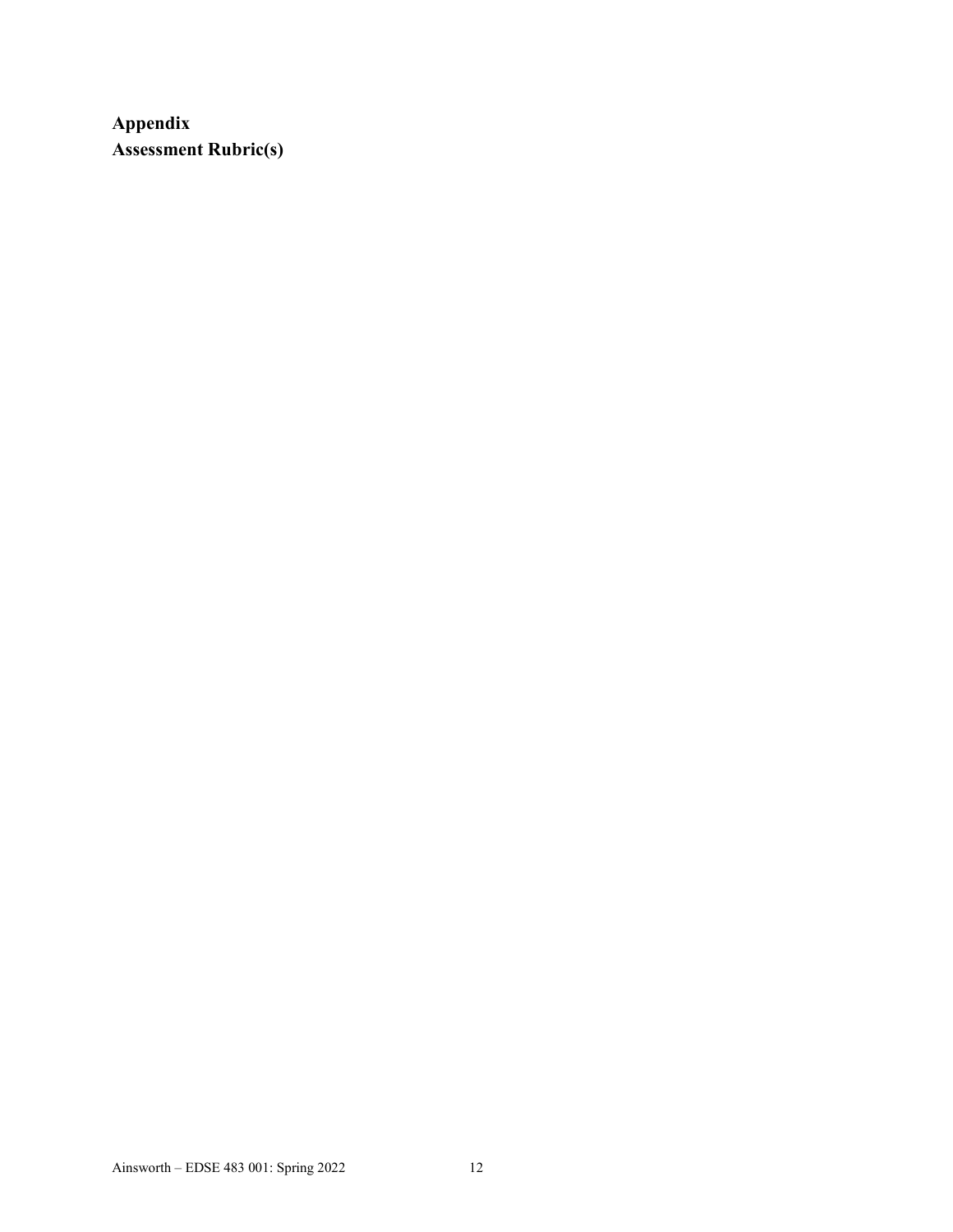**Appendix**
**Assessment Rubric(s)**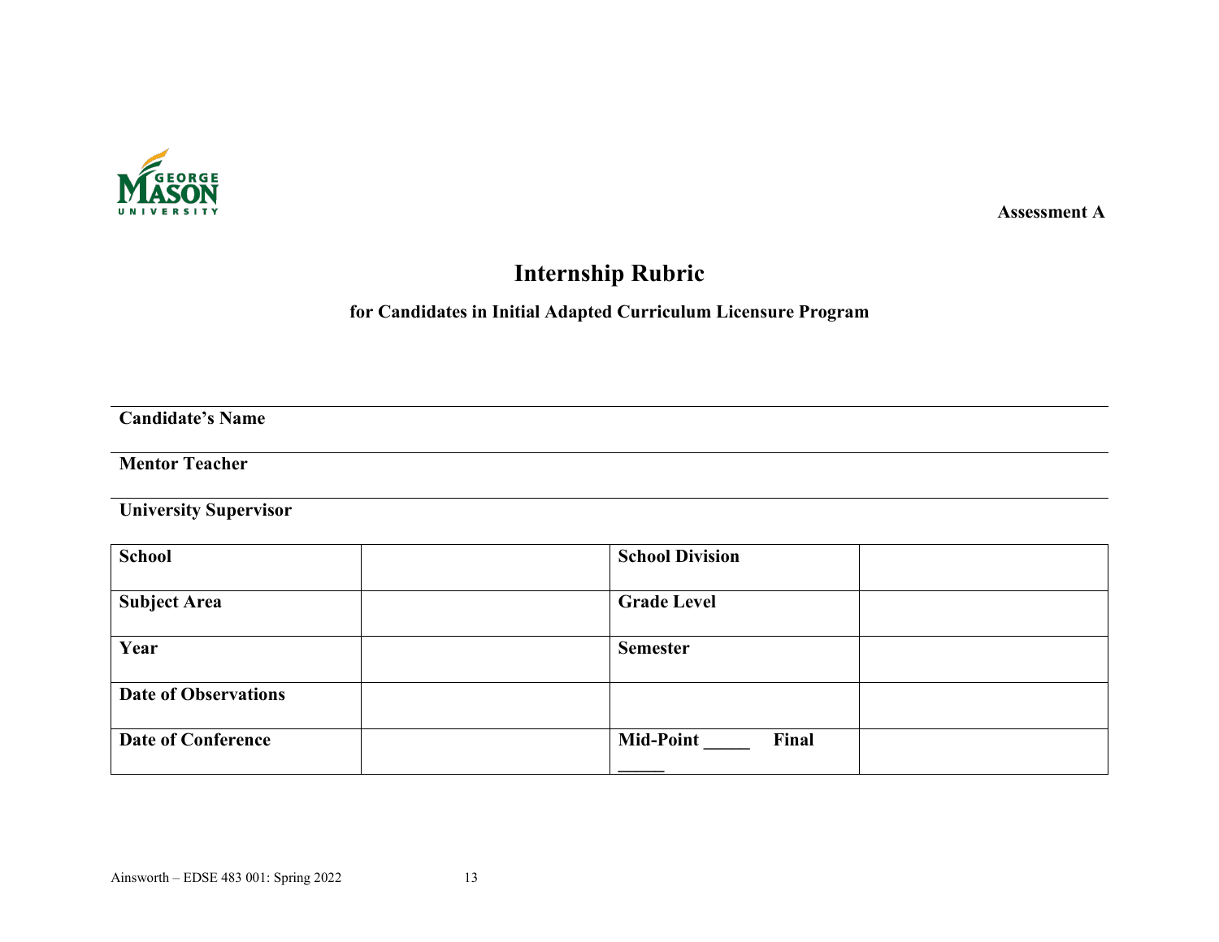**Assessment A**

# Internship Rubric

### for Candidates in Initial Adapted Curriculum Licensure Program

**Candidate's Name**

**Mentor Teacher**

**University Supervisor**

| **School** | | **School Division** | |
|---|---|---|---|
| **Subject Area** | | **Grade Level** | |
| **Year** | | **Semester** | |
| **Date of Observations** | | | |
| **Date of Conference** | | **Mid-Point _____ Final _____** | |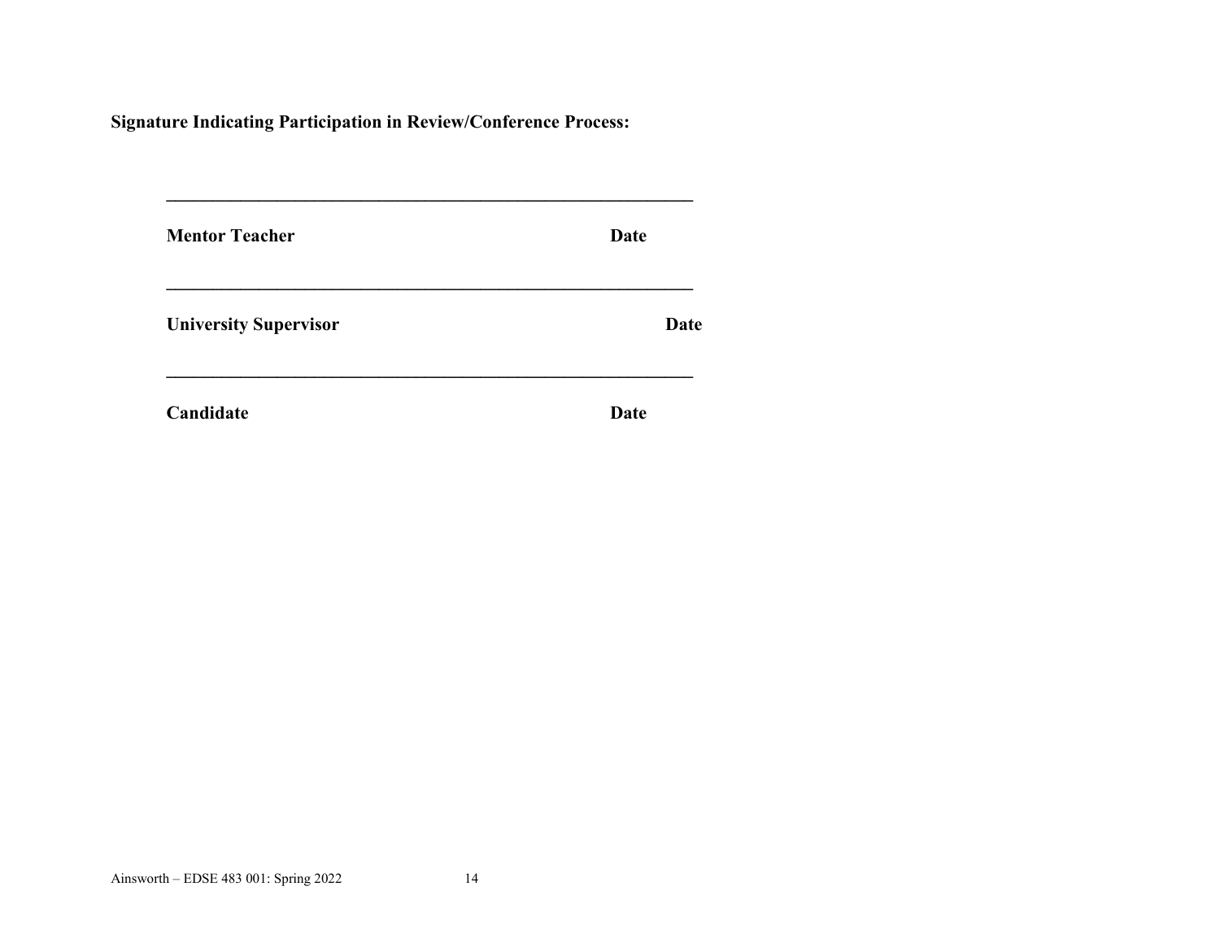**Signature Indicating Participation in Review/Conference Process:**

\_\_\_\_\_\_\_\_\_\_\_\_\_\_\_\_\_\_\_\_\_\_\_\_\_\_\_\_\_\_\_\_\_\_\_\_\_\_\_\_\_\_\_\_\_\_\_\_\_\_\_\_\_\_\_\_\_\_\_\_

**Mentor Teacher** **Date**

\_\_\_\_\_\_\_\_\_\_\_\_\_\_\_\_\_\_\_\_\_\_\_\_\_\_\_\_\_\_\_\_\_\_\_\_\_\_\_\_\_\_\_\_\_\_\_\_\_\_\_\_\_\_\_\_\_\_\_\_

**University Supervisor** **Date**

\_\_\_\_\_\_\_\_\_\_\_\_\_\_\_\_\_\_\_\_\_\_\_\_\_\_\_\_\_\_\_\_\_\_\_\_\_\_\_\_\_\_\_\_\_\_\_\_\_\_\_\_\_\_\_\_\_\_\_\_

**Candidate** **Date**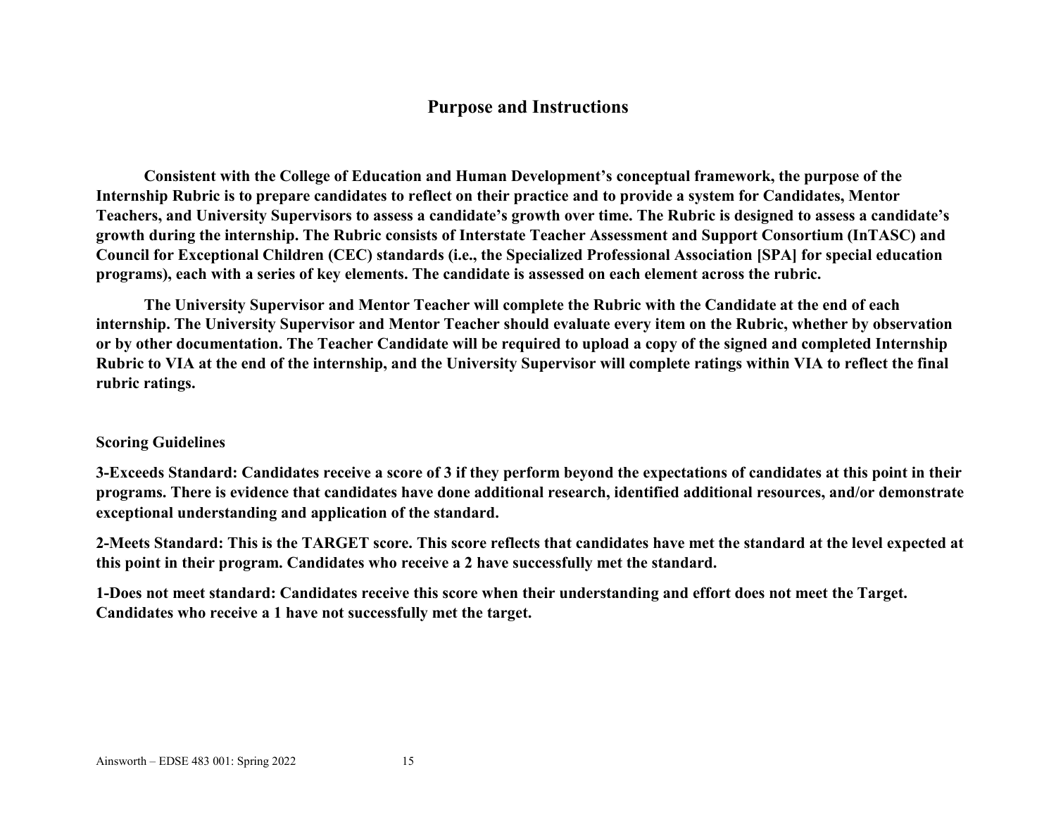## Purpose and Instructions

**Consistent with the College of Education and Human Development's conceptual framework, the purpose of the Internship Rubric is to prepare candidates to reflect on their practice and to provide a system for Candidates, Mentor Teachers, and University Supervisors to assess a candidate's growth over time. The Rubric is designed to assess a candidate's growth during the internship. The Rubric consists of Interstate Teacher Assessment and Support Consortium (InTASC) and Council for Exceptional Children (CEC) standards (i.e., the Specialized Professional Association [SPA] for special education programs), each with a series of key elements. The candidate is assessed on each element across the rubric.**

**The University Supervisor and Mentor Teacher will complete the Rubric with the Candidate at the end of each internship. The University Supervisor and Mentor Teacher should evaluate every item on the Rubric, whether by observation or by other documentation. The Teacher Candidate will be required to upload a copy of the signed and completed Internship Rubric to VIA at the end of the internship, and the University Supervisor will complete ratings within VIA to reflect the final rubric ratings.**

**Scoring Guidelines**

**3-Exceeds Standard: Candidates receive a score of 3 if they perform beyond the expectations of candidates at this point in their programs. There is evidence that candidates have done additional research, identified additional resources, and/or demonstrate exceptional understanding and application of the standard.**

**2-Meets Standard: This is the TARGET score. This score reflects that candidates have met the standard at the level expected at this point in their program. Candidates who receive a 2 have successfully met the standard.**

**1-Does not meet standard: Candidates receive this score when their understanding and effort does not meet the Target. Candidates who receive a 1 have not successfully met the target.**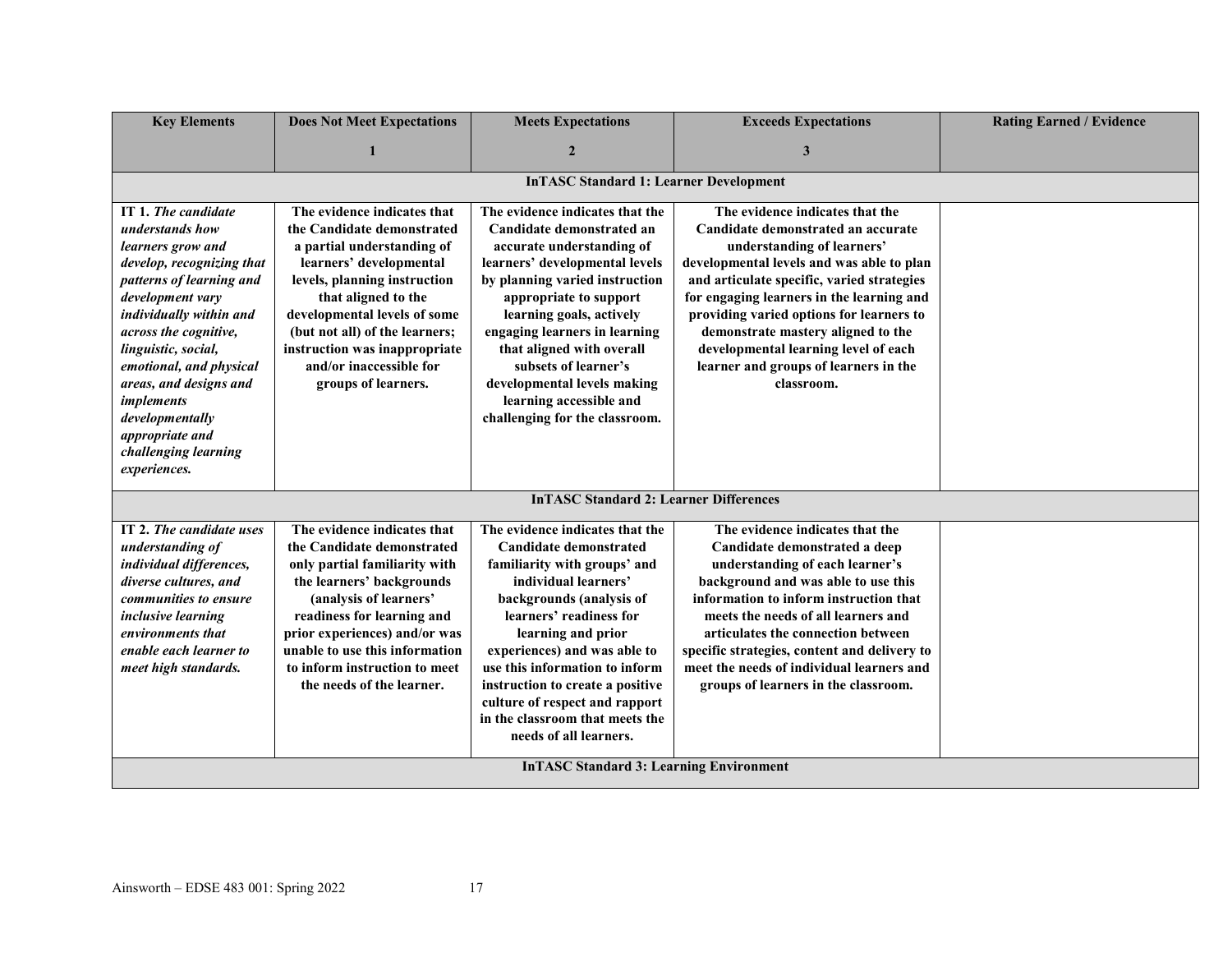| Key Elements | Does Not Meet Expectations<br>1 | Meets Expectations<br>2 | Exceeds Expectations<br>3 | Rating Earned / Evidence |
|---|---|---|---|---|
| **InTASC Standard 1: Learner Development** | | | | |
| **IT 1.** ***The candidate understands how learners grow and develop, recognizing that patterns of learning and development vary individually within and across the cognitive, linguistic, social, emotional, and physical areas, and designs and implements developmentally appropriate and challenging learning experiences.*** | **The evidence indicates that the Candidate demonstrated a partial understanding of learners' developmental levels, planning instruction that aligned to the developmental levels of some (but not all) of the learners; instruction was inappropriate and/or inaccessible for groups of learners.** | **The evidence indicates that the Candidate demonstrated an accurate understanding of learners' developmental levels by planning varied instruction appropriate to support learning goals, actively engaging learners in learning that aligned with overall subsets of learner's developmental levels making learning accessible and challenging for the classroom.** | **The evidence indicates that the Candidate demonstrated an accurate understanding of learners' developmental levels and was able to plan and articulate specific, varied strategies for engaging learners in the learning and providing varied options for learners to demonstrate mastery aligned to the developmental learning level of each learner and groups of learners in the classroom.** | |
| **InTASC Standard 2: Learner Differences** | | | | |
| **IT 2.** ***The candidate uses understanding of individual differences, diverse cultures, and communities to ensure inclusive learning environments that enable each learner to meet high standards.*** | **The evidence indicates that the Candidate demonstrated only partial familiarity with the learners' backgrounds (analysis of learners' readiness for learning and prior experiences) and/or was unable to use this information to inform instruction to meet the needs of the learner.** | **The evidence indicates that the Candidate demonstrated familiarity with groups' and individual learners' backgrounds (analysis of learners' readiness for learning and prior experiences) and was able to use this information to inform instruction to create a positive culture of respect and rapport in the classroom that meets the needs of all learners.** | **The evidence indicates that the Candidate demonstrated a deep understanding of each learner's background and was able to use this information to inform instruction that meets the needs of all learners and articulates the connection between specific strategies, content and delivery to meet the needs of individual learners and groups of learners in the classroom.** | |
| **InTASC Standard 3: Learning Environment** | | | | |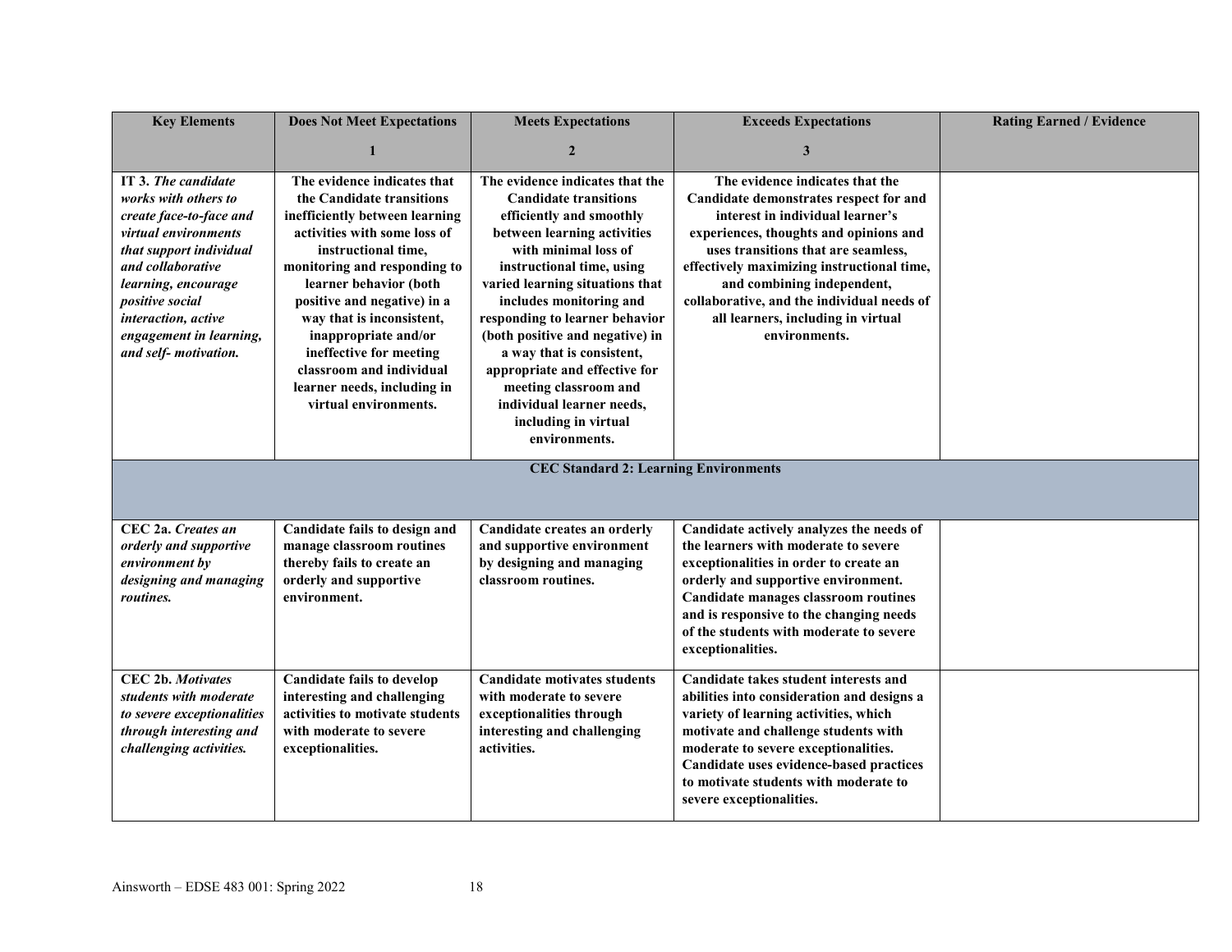| Key Elements | Does Not Meet Expectations<br>1 | Meets Expectations<br>2 | Exceeds Expectations<br>3 | Rating Earned / Evidence |
|---|---|---|---|---|
| **IT 3.** *The candidate works with others to create face-to-face and virtual environments that support individual and collaborative learning, encourage positive social interaction, active engagement in learning, and self- motivation.* | **The evidence indicates that the Candidate transitions inefficiently between learning activities with some loss of instructional time, monitoring and responding to learner behavior (both positive and negative) in a way that is inconsistent, inappropriate and/or ineffective for meeting classroom and individual learner needs, including in virtual environments.** | **The evidence indicates that the Candidate transitions efficiently and smoothly between learning activities with minimal loss of instructional time, using varied learning situations that includes monitoring and responding to learner behavior (both positive and negative) in a way that is consistent, appropriate and effective for meeting classroom and individual learner needs, including in virtual environments.** | **The evidence indicates that the Candidate demonstrates respect for and interest in individual learner's experiences, thoughts and opinions and uses transitions that are seamless, effectively maximizing instructional time, and combining independent, collaborative, and the individual needs of all learners, including in virtual environments.** | |
| **CEC Standard 2: Learning Environments** | | | | |
| **CEC 2a.** *Creates an orderly and supportive environment by designing and managing routines.* | **Candidate fails to design and manage classroom routines thereby fails to create an orderly and supportive environment.** | **Candidate creates an orderly and supportive environment by designing and managing classroom routines.** | **Candidate actively analyzes the needs of the learners with moderate to severe exceptionalities in order to create an orderly and supportive environment. Candidate manages classroom routines and is responsive to the changing needs of the students with moderate to severe exceptionalities.** | |
| **CEC 2b.** *Motivates students with moderate to severe exceptionalities through interesting and challenging activities.* | **Candidate fails to develop interesting and challenging activities to motivate students with moderate to severe exceptionalities.** | **Candidate motivates students with moderate to severe exceptionalities through interesting and challenging activities.** | **Candidate takes student interests and abilities into consideration and designs a variety of learning activities, which motivate and challenge students with moderate to severe exceptionalities. Candidate uses evidence-based practices to motivate students with moderate to severe exceptionalities.** | |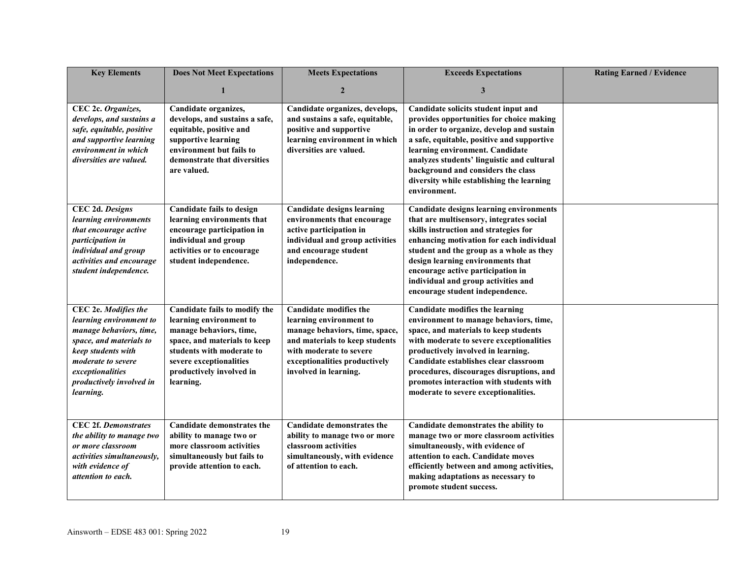| Key Elements | Does Not Meet Expectations<br>1 | Meets Expectations<br>2 | Exceeds Expectations<br>3 | Rating Earned / Evidence |
|---|---|---|---|---|
| **CEC 2c.** ***Organizes, develops, and sustains a safe, equitable, positive and supportive learning environment in which diversities are valued.*** | **Candidate organizes, develops, and sustains a safe, equitable, positive and supportive learning environment but fails to demonstrate that diversities are valued.** | **Candidate organizes, develops, and sustains a safe, equitable, positive and supportive learning environment in which diversities are valued.** | **Candidate solicits student input and provides opportunities for choice making in order to organize, develop and sustain a safe, equitable, positive and supportive learning environment. Candidate analyzes students' linguistic and cultural background and considers the class diversity while establishing the learning environment.** | |
| **CEC 2d.** ***Designs learning environments that encourage active participation in individual and group activities and encourage student independence.*** | **Candidate fails to design learning environments that encourage participation in individual and group activities or to encourage student independence.** | **Candidate designs learning environments that encourage active participation in individual and group activities and encourage student independence.** | **Candidate designs learning environments that are multisensory, integrates social skills instruction and strategies for enhancing motivation for each individual student and the group as a whole as they design learning environments that encourage active participation in individual and group activities and encourage student independence.** | |
| **CEC 2e.** ***Modifies the learning environment to manage behaviors, time, space, and materials to keep students with moderate to severe exceptionalities productively involved in learning.*** | **Candidate fails to modify the learning environment to manage behaviors, time, space, and materials to keep students with moderate to severe exceptionalities productively involved in learning.** | **Candidate modifies the learning environment to manage behaviors, time, space, and materials to keep students with moderate to severe exceptionalities productively involved in learning.** | **Candidate modifies the learning environment to manage behaviors, time, space, and materials to keep students with moderate to severe exceptionalities productively involved in learning. Candidate establishes clear classroom procedures, discourages disruptions, and promotes interaction with students with moderate to severe exceptionalities.** | |
| **CEC 2f.** ***Demonstrates the ability to manage two or more classroom activities simultaneously, with evidence of attention to each.*** | **Candidate demonstrates the ability to manage two or more classroom activities simultaneously but fails to provide attention to each.** | **Candidate demonstrates the ability to manage two or more classroom activities simultaneously, with evidence of attention to each.** | **Candidate demonstrates the ability to manage two or more classroom activities simultaneously, with evidence of attention to each. Candidate moves efficiently between and among activities, making adaptations as necessary to promote student success.** | |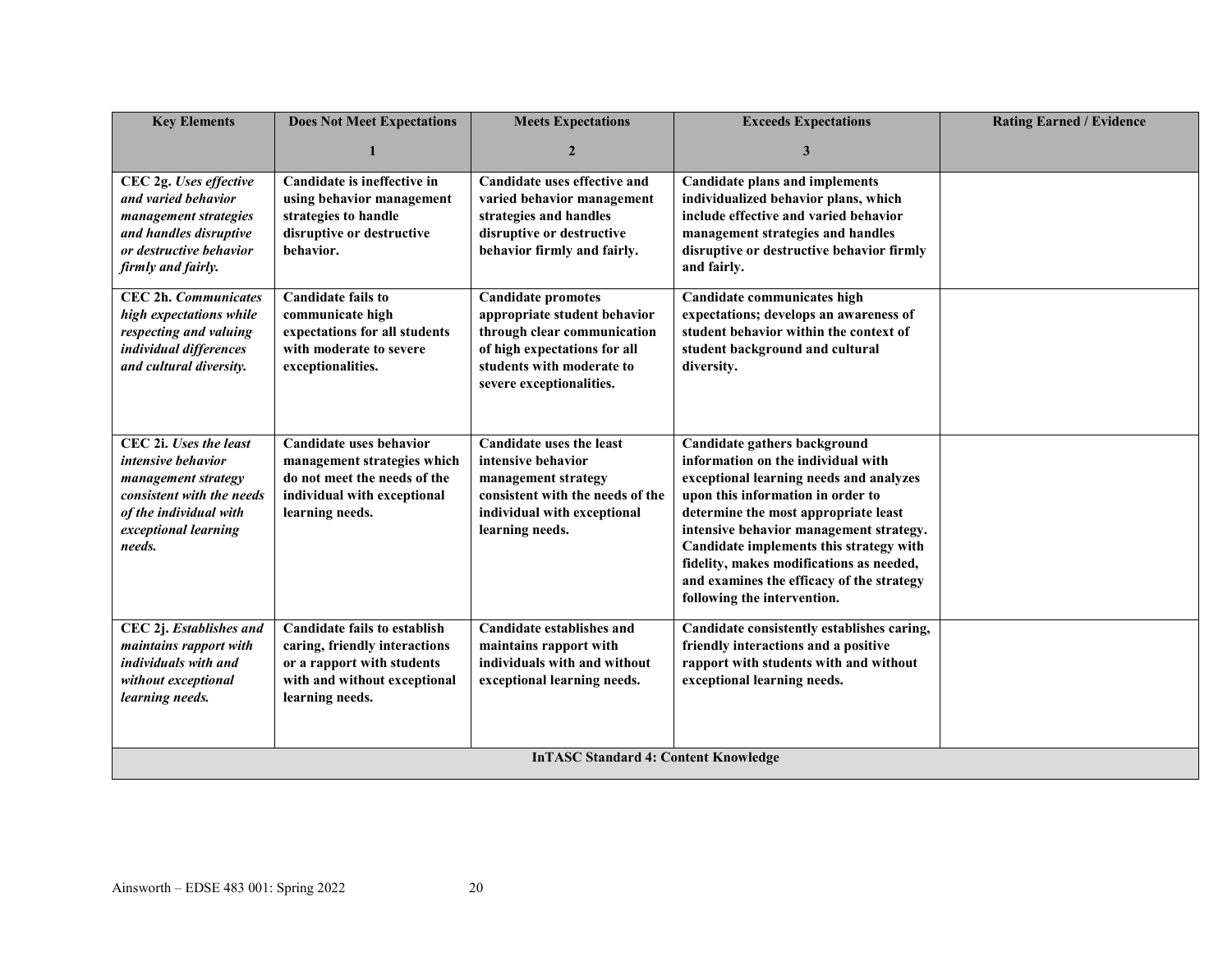| Key Elements | Does Not Meet Expectations<br><br>1 | Meets Expectations<br><br>2 | Exceeds Expectations<br><br>3 | Rating Earned / Evidence |
|---|---|---|---|---|
| **CEC 2g.** ***Uses effective and varied behavior management strategies and handles disruptive or destructive behavior firmly and fairly.*** | **Candidate is ineffective in using behavior management strategies to handle disruptive or destructive behavior.** | **Candidate uses effective and varied behavior management strategies and handles disruptive or destructive behavior firmly and fairly.** | **Candidate plans and implements individualized behavior plans, which include effective and varied behavior management strategies and handles disruptive or destructive behavior firmly and fairly.** | |
| **CEC 2h.** ***Communicates high expectations while respecting and valuing individual differences and cultural diversity.*** | **Candidate fails to communicate high expectations for all students with moderate to severe exceptionalities.** | **Candidate promotes appropriate student behavior through clear communication of high expectations for all students with moderate to severe exceptionalities.** | **Candidate communicates high expectations; develops an awareness of student behavior within the context of student background and cultural diversity.** | |
| **CEC 2i.** ***Uses the least intensive behavior management strategy consistent with the needs of the individual with exceptional learning needs.*** | **Candidate uses behavior management strategies which do not meet the needs of the individual with exceptional learning needs.** | **Candidate uses the least intensive behavior management strategy consistent with the needs of the individual with exceptional learning needs.** | **Candidate gathers background information on the individual with exceptional learning needs and analyzes upon this information in order to determine the most appropriate least intensive behavior management strategy. Candidate implements this strategy with fidelity, makes modifications as needed, and examines the efficacy of the strategy following the intervention.** | |
| **CEC 2j.** ***Establishes and maintains rapport with individuals with and without exceptional learning needs.*** | **Candidate fails to establish caring, friendly interactions or a rapport with students with and without exceptional learning needs.** | **Candidate establishes and maintains rapport with individuals with and without exceptional learning needs.** | **Candidate consistently establishes caring, friendly interactions and a positive rapport with students with and without exceptional learning needs.** | |
| **InTASC Standard 4: Content Knowledge** | | | | |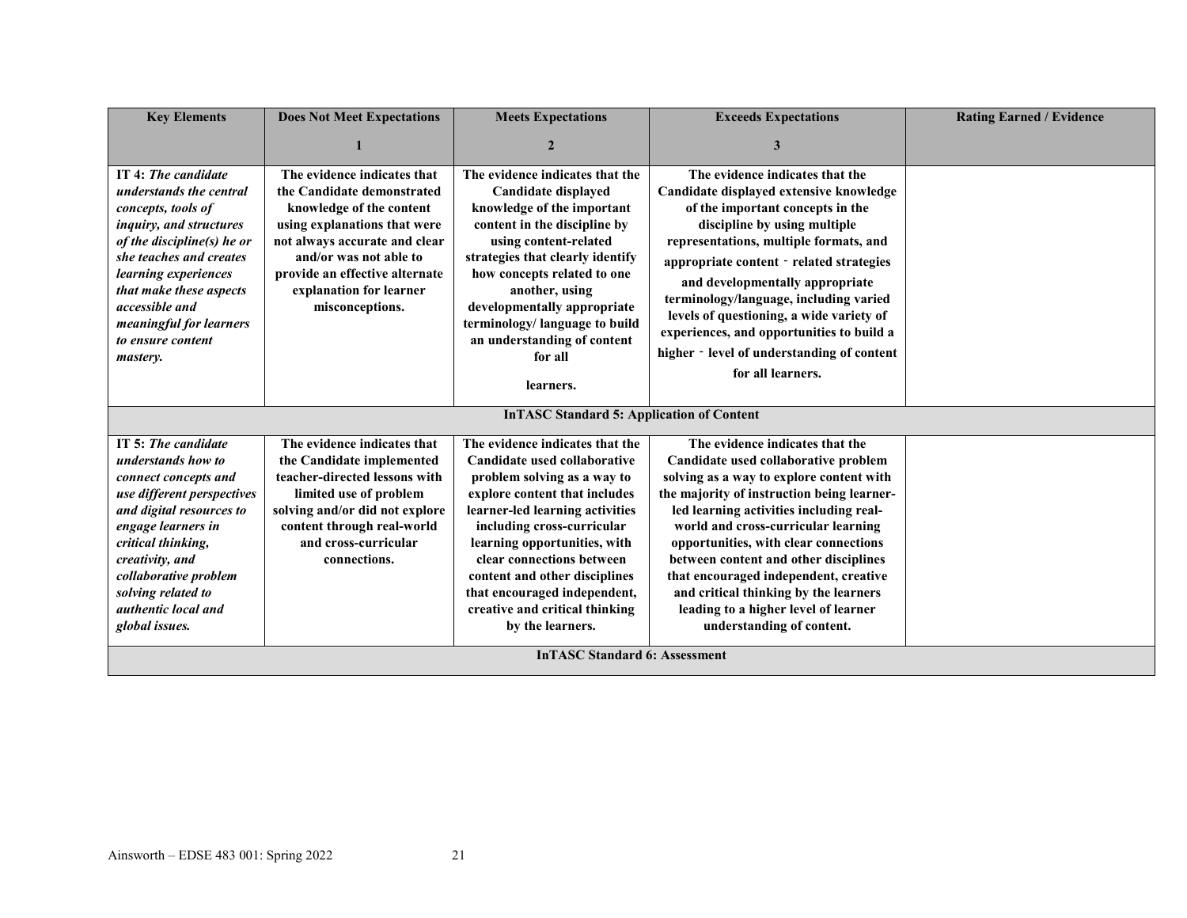| Key Elements | Does Not Meet Expectations<br><br>1 | Meets Expectations<br><br>2 | Exceeds Expectations<br><br>3 | Rating Earned / Evidence |
|---|---|---|---|---|
| **IT 4:** ***The candidate understands the central concepts, tools of inquiry, and structures of the discipline(s) he or she teaches and creates learning experiences that make these aspects accessible and meaningful for learners to ensure content mastery.*** | **The evidence indicates that the Candidate demonstrated knowledge of the content using explanations that were not always accurate and clear and/or was not able to provide an effective alternate explanation for learner misconceptions.** | **The evidence indicates that the Candidate displayed knowledge of the important content in the discipline by using content-related strategies that clearly identify how concepts related to one another, using developmentally appropriate terminology/ language to build an understanding of content for all learners.** | **The evidence indicates that the Candidate displayed extensive knowledge of the important concepts in the discipline by using multiple representations, multiple formats, and appropriate content - related strategies and developmentally appropriate terminology/language, including varied levels of questioning, a wide variety of experiences, and opportunities to build a higher - level of understanding of content for all learners.** | |
| **InTASC Standard 5: Application of Content** | | | | |
| **IT 5:** ***The candidate understands how to connect concepts and use different perspectives and digital resources to engage learners in critical thinking, creativity, and collaborative problem solving related to authentic local and global issues.*** | **The evidence indicates that the Candidate implemented teacher-directed lessons with limited use of problem solving and/or did not explore content through real-world and cross-curricular connections.** | **The evidence indicates that the Candidate used collaborative problem solving as a way to explore content that includes learner-led learning activities including cross-curricular learning opportunities, with clear connections between content and other disciplines that encouraged independent, creative and critical thinking by the learners.** | **The evidence indicates that the Candidate used collaborative problem solving as a way to explore content with the majority of instruction being learner-led learning activities including real-world and cross-curricular learning opportunities, with clear connections between content and other disciplines that encouraged independent, creative and critical thinking by the learners leading to a higher level of learner understanding of content.** | |
| **InTASC Standard 6: Assessment** | | | | |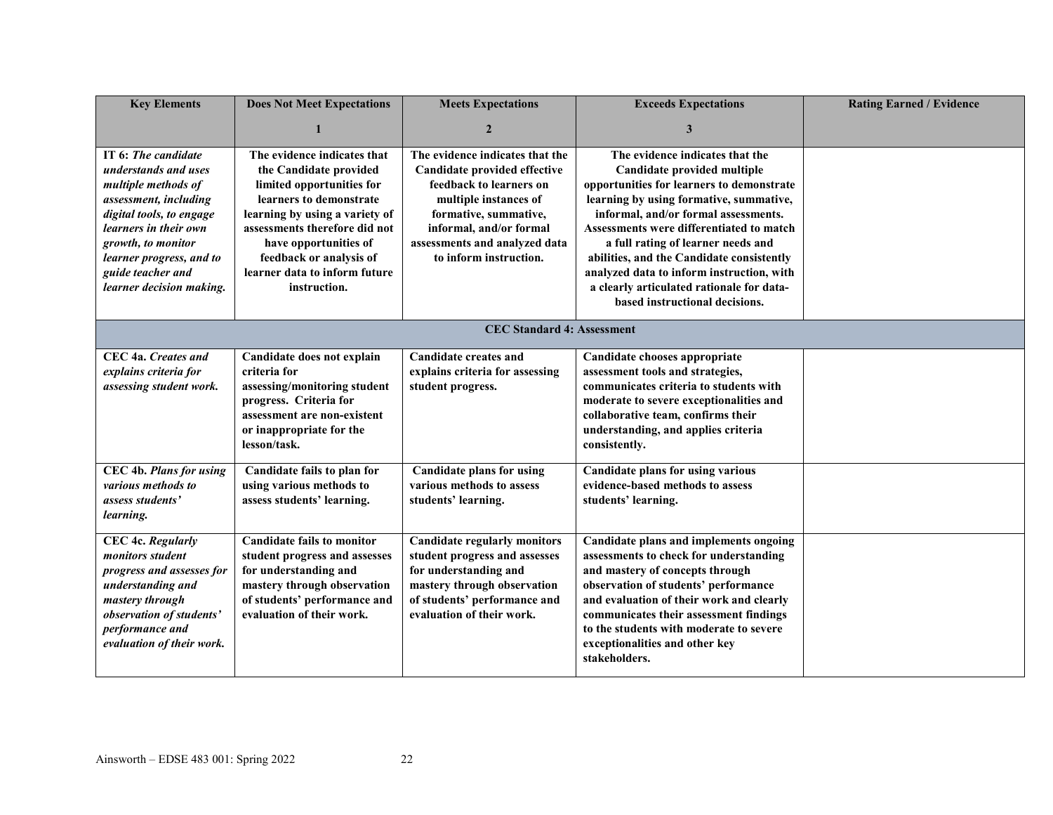| Key Elements | Does Not Meet Expectations<br>1 | Meets Expectations<br>2 | Exceeds Expectations<br>3 | Rating Earned / Evidence |
|---|---|---|---|---|
| **IT 6:** ***The candidate understands and uses multiple methods of assessment, including digital tools, to engage learners in their own growth, to monitor learner progress, and to guide teacher and learner decision making.*** | **The evidence indicates that the Candidate provided limited opportunities for learners to demonstrate learning by using a variety of assessments therefore did not have opportunities of feedback or analysis of learner data to inform future instruction.** | **The evidence indicates that the Candidate provided effective feedback to learners on multiple instances of formative, summative, informal, and/or formal assessments and analyzed data to inform instruction.** | **The evidence indicates that the Candidate provided multiple opportunities for learners to demonstrate learning by using formative, summative, informal, and/or formal assessments. Assessments were differentiated to match a full rating of learner needs and abilities, and the Candidate consistently analyzed data to inform instruction, with a clearly articulated rationale for data-based instructional decisions.** | |
| **CEC Standard 4: Assessment** | | | | |
| **CEC 4a.** ***Creates and explains criteria for assessing student work.*** | **Candidate does not explain criteria for assessing/monitoring student progress. Criteria for assessment are non-existent or inappropriate for the lesson/task.** | **Candidate creates and explains criteria for assessing student progress.** | **Candidate chooses appropriate assessment tools and strategies, communicates criteria to students with moderate to severe exceptionalities and collaborative team, confirms their understanding, and applies criteria consistently.** | |
| **CEC 4b.** ***Plans for using various methods to assess students' learning.*** | **Candidate fails to plan for using various methods to assess students' learning.** | **Candidate plans for using various methods to assess students' learning.** | **Candidate plans for using various evidence-based methods to assess students' learning.** | |
| **CEC 4c.** ***Regularly monitors student progress and assesses for understanding and mastery through observation of students' performance and evaluation of their work.*** | **Candidate fails to monitor student progress and assesses for understanding and mastery through observation of students' performance and evaluation of their work.** | **Candidate regularly monitors student progress and assesses for understanding and mastery through observation of students' performance and evaluation of their work.** | **Candidate plans and implements ongoing assessments to check for understanding and mastery of concepts through observation of students' performance and evaluation of their work and clearly communicates their assessment findings to the students with moderate to severe exceptionalities and other key stakeholders.** | |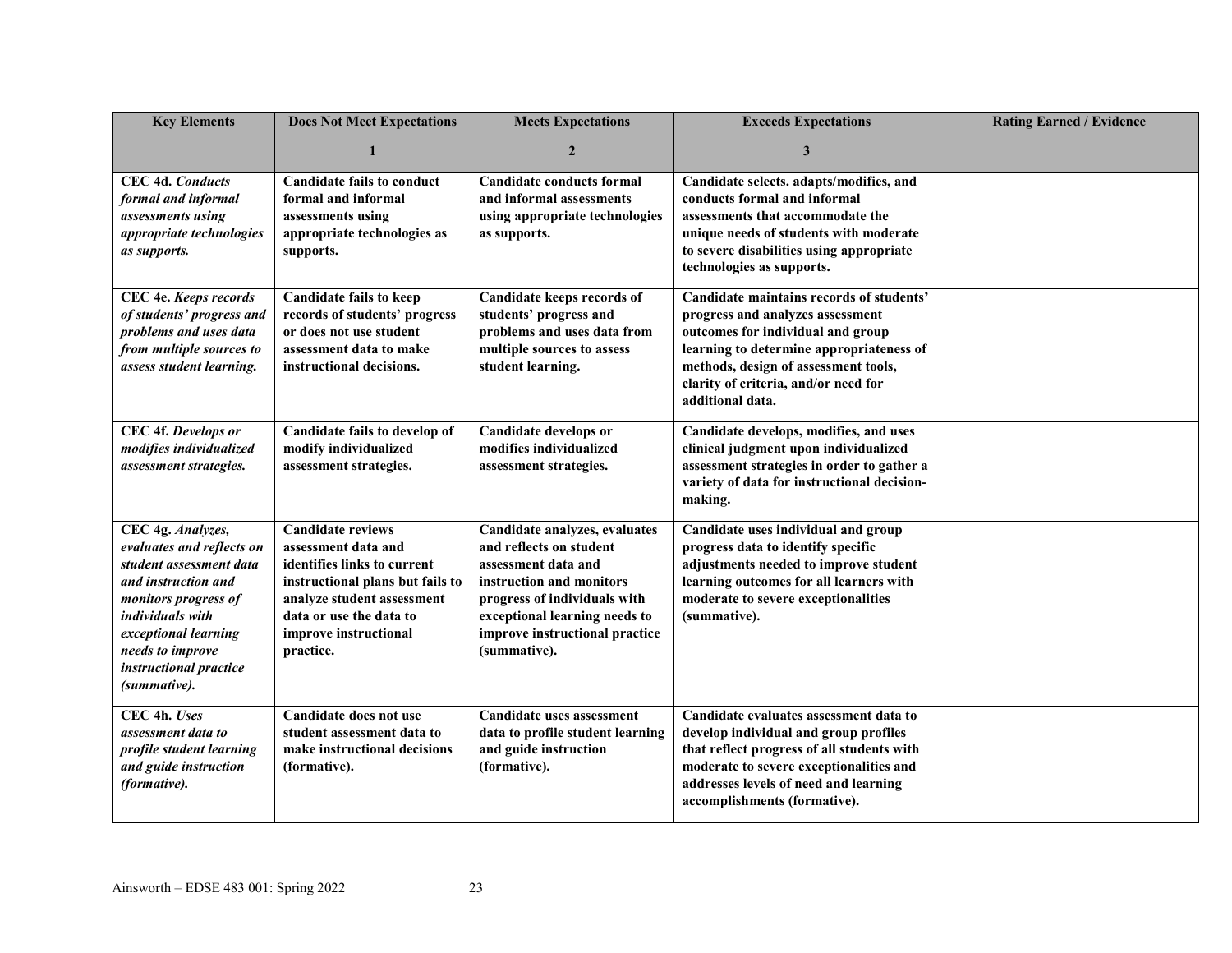| Key Elements | Does Not Meet Expectations<br>1 | Meets Expectations<br>2 | Exceeds Expectations<br>3 | Rating Earned / Evidence |
|---|---|---|---|---|
| **CEC 4d.** ***Conducts formal and informal assessments using appropriate technologies as supports.*** | **Candidate fails to conduct formal and informal assessments using appropriate technologies as supports.** | **Candidate conducts formal and informal assessments using appropriate technologies as supports.** | **Candidate selects. adapts/modifies, and conducts formal and informal assessments that accommodate the unique needs of students with moderate to severe disabilities using appropriate technologies as supports.** | |
| **CEC 4e.** ***Keeps records of students' progress and problems and uses data from multiple sources to assess student learning.*** | **Candidate fails to keep records of students' progress or does not use student assessment data to make instructional decisions.** | **Candidate keeps records of students' progress and problems and uses data from multiple sources to assess student learning.** | **Candidate maintains records of students' progress and analyzes assessment outcomes for individual and group learning to determine appropriateness of methods, design of assessment tools, clarity of criteria, and/or need for additional data.** | |
| **CEC 4f.** ***Develops or modifies individualized assessment strategies.*** | **Candidate fails to develop of modify individualized assessment strategies.** | **Candidate develops or modifies individualized assessment strategies.** | **Candidate develops, modifies, and uses clinical judgment upon individualized assessment strategies in order to gather a variety of data for instructional decision-making.** | |
| **CEC 4g.** ***Analyzes, evaluates and reflects on student assessment data and instruction and monitors progress of individuals with exceptional learning needs to improve instructional practice (summative).*** | **Candidate reviews assessment data and identifies links to current instructional plans but fails to analyze student assessment data or use the data to improve instructional practice.** | **Candidate analyzes, evaluates and reflects on student assessment data and instruction and monitors progress of individuals with exceptional learning needs to improve instructional practice (summative).** | **Candidate uses individual and group progress data to identify specific adjustments needed to improve student learning outcomes for all learners with moderate to severe exceptionalities (summative).** | |
| **CEC 4h.** ***Uses assessment data to profile student learning and guide instruction (formative).*** | **Candidate does not use student assessment data to make instructional decisions (formative).** | **Candidate uses assessment data to profile student learning and guide instruction (formative).** | **Candidate evaluates assessment data to develop individual and group profiles that reflect progress of all students with moderate to severe exceptionalities and addresses levels of need and learning accomplishments (formative).** | |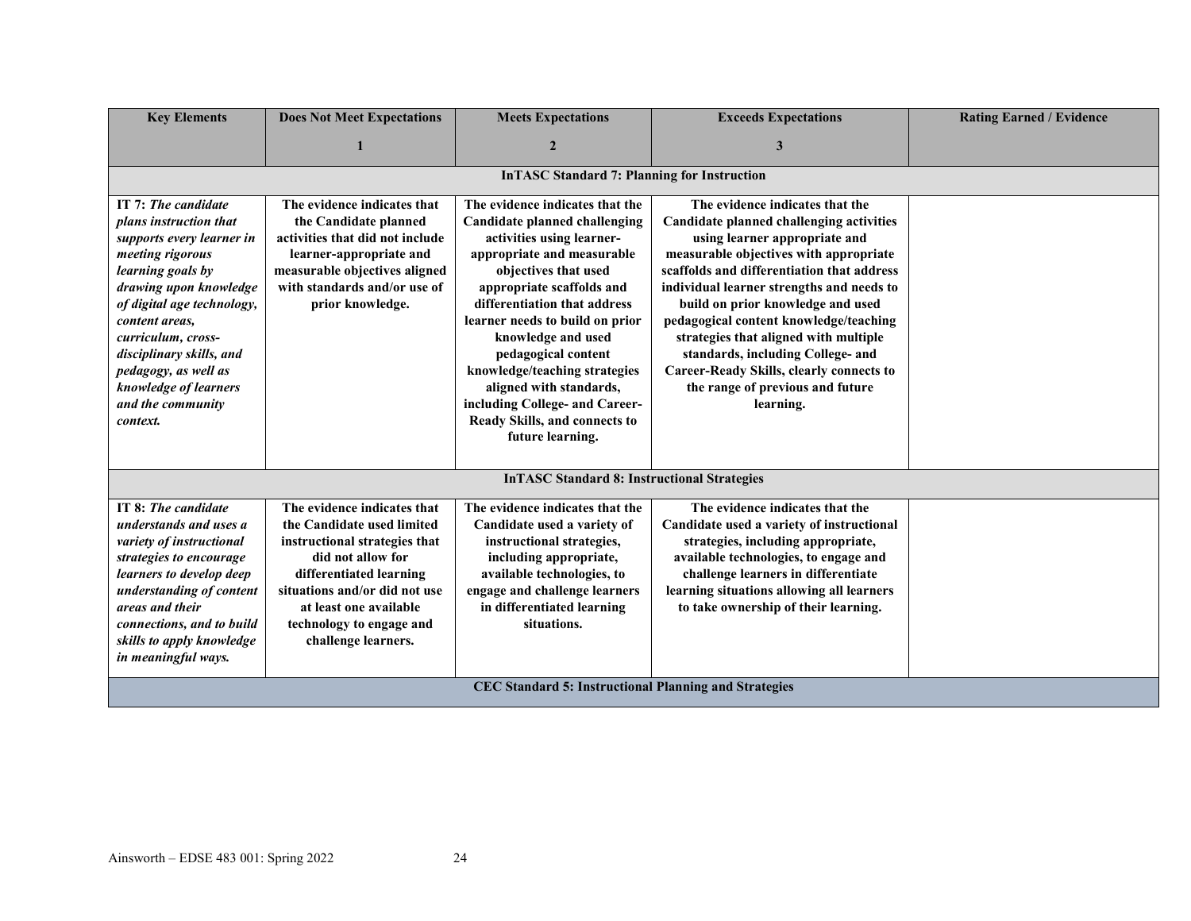| Key Elements | Does Not Meet Expectations<br>1 | Meets Expectations<br>2 | Exceeds Expectations<br>3 | Rating Earned / Evidence |
|---|---|---|---|---|
| **InTASC Standard 7: Planning for Instruction** | | | | |
| **IT 7:** ***The candidate plans instruction that supports every learner in meeting rigorous learning goals by drawing upon knowledge of digital age technology, content areas, curriculum, cross-disciplinary skills, and pedagogy, as well as knowledge of learners and the community context.*** | **The evidence indicates that the Candidate planned activities that did not include learner-appropriate and measurable objectives aligned with standards and/or use of prior knowledge.** | **The evidence indicates that the Candidate planned challenging activities using learner-appropriate and measurable objectives that used appropriate scaffolds and differentiation that address learner needs to build on prior knowledge and used pedagogical content knowledge/teaching strategies aligned with standards, including College- and Career-Ready Skills, and connects to future learning.** | **The evidence indicates that the Candidate planned challenging activities using learner appropriate and measurable objectives with appropriate scaffolds and differentiation that address individual learner strengths and needs to build on prior knowledge and used pedagogical content knowledge/teaching strategies that aligned with multiple standards, including College- and Career-Ready Skills, clearly connects to the range of previous and future learning.** | |
| **InTASC Standard 8: Instructional Strategies** | | | | |
| **IT 8:** ***The candidate understands and uses a variety of instructional strategies to encourage learners to develop deep understanding of content areas and their connections, and to build skills to apply knowledge in meaningful ways.*** | **The evidence indicates that the Candidate used limited instructional strategies that did not allow for differentiated learning situations and/or did not use at least one available technology to engage and challenge learners.** | **The evidence indicates that the Candidate used a variety of instructional strategies, including appropriate, available technologies, to engage and challenge learners in differentiated learning situations.** | **The evidence indicates that the Candidate used a variety of instructional strategies, including appropriate, available technologies, to engage and challenge learners in differentiate learning situations allowing all learners to take ownership of their learning.** | |
| **CEC Standard 5: Instructional Planning and Strategies** | | | | |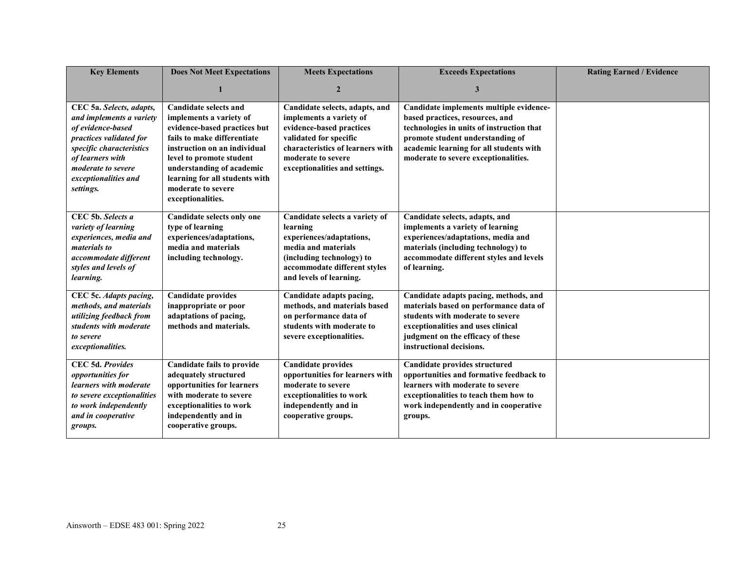| Key Elements | Does Not Meet Expectations<br>1 | Meets Expectations<br>2 | Exceeds Expectations<br>3 | Rating Earned / Evidence |
|---|---|---|---|---|
| **CEC 5a.** ***Selects, adapts, and implements a variety of evidence-based practices validated for specific characteristics of learners with moderate to severe exceptionalities and settings.*** | **Candidate selects and implements a variety of evidence-based practices but fails to make differentiate instruction on an individual level to promote student understanding of academic learning for all students with moderate to severe exceptionalities.** | **Candidate selects, adapts, and implements a variety of evidence-based practices validated for specific characteristics of learners with moderate to severe exceptionalities and settings.** | **Candidate implements multiple evidence-based practices, resources, and technologies in units of instruction that promote student understanding of academic learning for all students with moderate to severe exceptionalities.** | |
| **CEC 5b.** ***Selects a variety of learning experiences, media and materials to accommodate different styles and levels of learning.*** | **Candidate selects only one type of learning experiences/adaptations, media and materials including technology.** | **Candidate selects a variety of learning experiences/adaptations, media and materials (including technology) to accommodate different styles and levels of learning.** | **Candidate selects, adapts, and implements a variety of learning experiences/adaptations, media and materials (including technology) to accommodate different styles and levels of learning.** | |
| **CEC 5c.** ***Adapts pacing, methods, and materials utilizing feedback from students with moderate to severe exceptionalities.*** | **Candidate provides inappropriate or poor adaptations of pacing, methods and materials.** | **Candidate adapts pacing, methods, and materials based on performance data of students with moderate to severe exceptionalities.** | **Candidate adapts pacing, methods, and materials based on performance data of students with moderate to severe exceptionalities and uses clinical judgment on the efficacy of these instructional decisions.** | |
| **CEC 5d.** ***Provides opportunities for learners with moderate to severe exceptionalities to work independently and in cooperative groups.*** | **Candidate fails to provide adequately structured opportunities for learners with moderate to severe exceptionalities to work independently and in cooperative groups.** | **Candidate provides opportunities for learners with moderate to severe exceptionalities to work independently and in cooperative groups.** | **Candidate provides structured opportunities and formative feedback to learners with moderate to severe exceptionalities to teach them how to work independently and in cooperative groups.** | |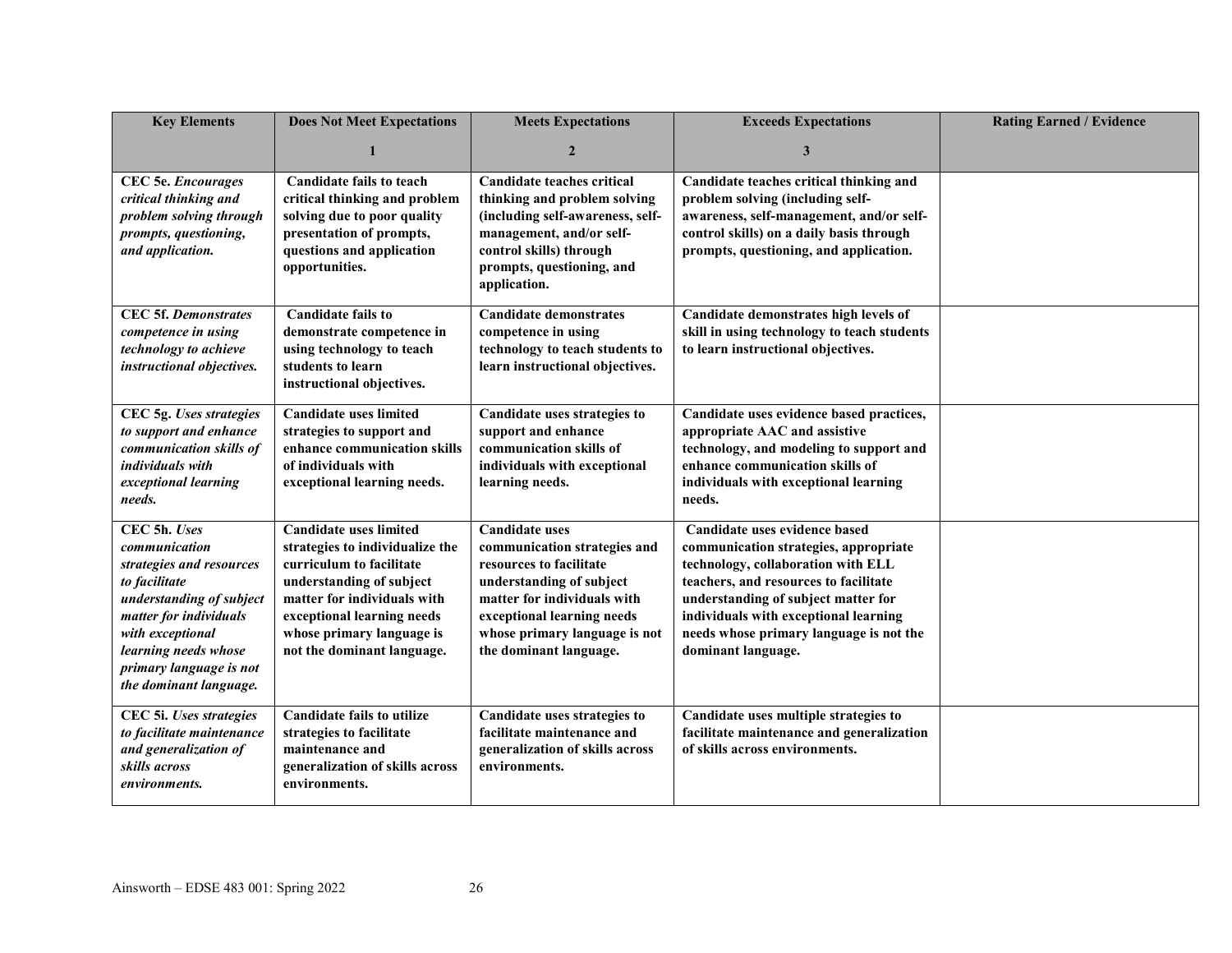| Key Elements | Does Not Meet Expectations<br>1 | Meets Expectations<br>2 | Exceeds Expectations<br>3 | Rating Earned / Evidence |
|---|---|---|---|---|
| **CEC 5e.** ***Encourages critical thinking and problem solving through prompts, questioning, and application.*** | **Candidate fails to teach critical thinking and problem solving due to poor quality presentation of prompts, questions and application opportunities.** | **Candidate teaches critical thinking and problem solving (including self-awareness, self-management, and/or self-control skills) through prompts, questioning, and application.** | **Candidate teaches critical thinking and problem solving (including self-awareness, self-management, and/or self-control skills) on a daily basis through prompts, questioning, and application.** | |
| **CEC 5f.** ***Demonstrates competence in using technology to achieve instructional objectives.*** | **Candidate fails to demonstrate competence in using technology to teach students to learn instructional objectives.** | **Candidate demonstrates competence in using technology to teach students to learn instructional objectives.** | **Candidate demonstrates high levels of skill in using technology to teach students to learn instructional objectives.** | |
| **CEC 5g.** ***Uses strategies to support and enhance communication skills of individuals with exceptional learning needs.*** | **Candidate uses limited strategies to support and enhance communication skills of individuals with exceptional learning needs.** | **Candidate uses strategies to support and enhance communication skills of individuals with exceptional learning needs.** | **Candidate uses evidence based practices, appropriate AAC and assistive technology, and modeling to support and enhance communication skills of individuals with exceptional learning needs.** | |
| **CEC 5h.** ***Uses communication strategies and resources to facilitate understanding of subject matter for individuals with exceptional learning needs whose primary language is not the dominant language.*** | **Candidate uses limited strategies to individualize the curriculum to facilitate understanding of subject matter for individuals with exceptional learning needs whose primary language is not the dominant language.** | **Candidate uses communication strategies and resources to facilitate understanding of subject matter for individuals with exceptional learning needs whose primary language is not the dominant language.** | **Candidate uses evidence based communication strategies, appropriate technology, collaboration with ELL teachers, and resources to facilitate understanding of subject matter for individuals with exceptional learning needs whose primary language is not the dominant language.** | |
| **CEC 5i.** ***Uses strategies to facilitate maintenance and generalization of skills across environments.*** | **Candidate fails to utilize strategies to facilitate maintenance and generalization of skills across environments.** | **Candidate uses strategies to facilitate maintenance and generalization of skills across environments.** | **Candidate uses multiple strategies to facilitate maintenance and generalization of skills across environments.** | |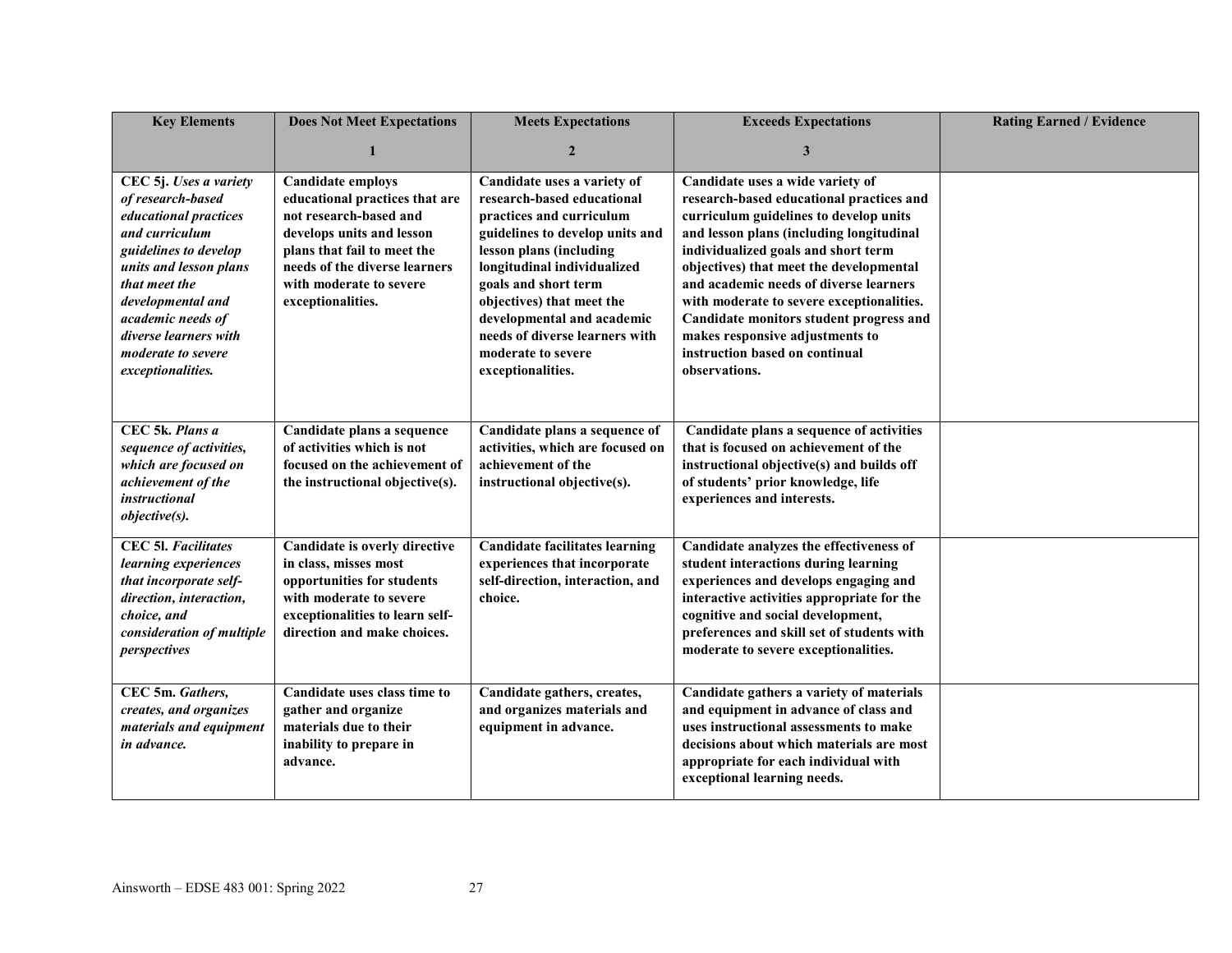| Key Elements | Does Not Meet Expectations<br>1 | Meets Expectations<br>2 | Exceeds Expectations<br>3 | Rating Earned / Evidence |
|---|---|---|---|---|
| **CEC 5j.** ***Uses a variety of research-based educational practices and curriculum guidelines to develop units and lesson plans that meet the developmental and academic needs of diverse learners with moderate to severe exceptionalities.*** | **Candidate employs educational practices that are not research-based and develops units and lesson plans that fail to meet the needs of the diverse learners with moderate to severe exceptionalities.** | **Candidate uses a variety of research-based educational practices and curriculum guidelines to develop units and lesson plans (including longitudinal individualized goals and short term objectives) that meet the developmental and academic needs of diverse learners with moderate to severe exceptionalities.** | **Candidate uses a wide variety of research-based educational practices and curriculum guidelines to develop units and lesson plans (including longitudinal individualized goals and short term objectives) that meet the developmental and academic needs of diverse learners with moderate to severe exceptionalities. Candidate monitors student progress and makes responsive adjustments to instruction based on continual observations.** | |
| **CEC 5k.** ***Plans a sequence of activities, which are focused on achievement of the instructional objective(s).*** | **Candidate plans a sequence of activities which is not focused on the achievement of the instructional objective(s).** | **Candidate plans a sequence of activities, which are focused on achievement of the instructional objective(s).** | **Candidate plans a sequence of activities that is focused on achievement of the instructional objective(s) and builds off of students' prior knowledge, life experiences and interests.** | |
| **CEC 5l.** ***Facilitates learning experiences that incorporate self-direction, interaction, choice, and consideration of multiple perspectives*** | **Candidate is overly directive in class, misses most opportunities for students with moderate to severe exceptionalities to learn self-direction and make choices.** | **Candidate facilitates learning experiences that incorporate self-direction, interaction, and choice.** | **Candidate analyzes the effectiveness of student interactions during learning experiences and develops engaging and interactive activities appropriate for the cognitive and social development, preferences and skill set of students with moderate to severe exceptionalities.** | |
| **CEC 5m.** ***Gathers, creates, and organizes materials and equipment in advance.*** | **Candidate uses class time to gather and organize materials due to their inability to prepare in advance.** | **Candidate gathers, creates, and organizes materials and equipment in advance.** | **Candidate gathers a variety of materials and equipment in advance of class and uses instructional assessments to make decisions about which materials are most appropriate for each individual with exceptional learning needs.** | |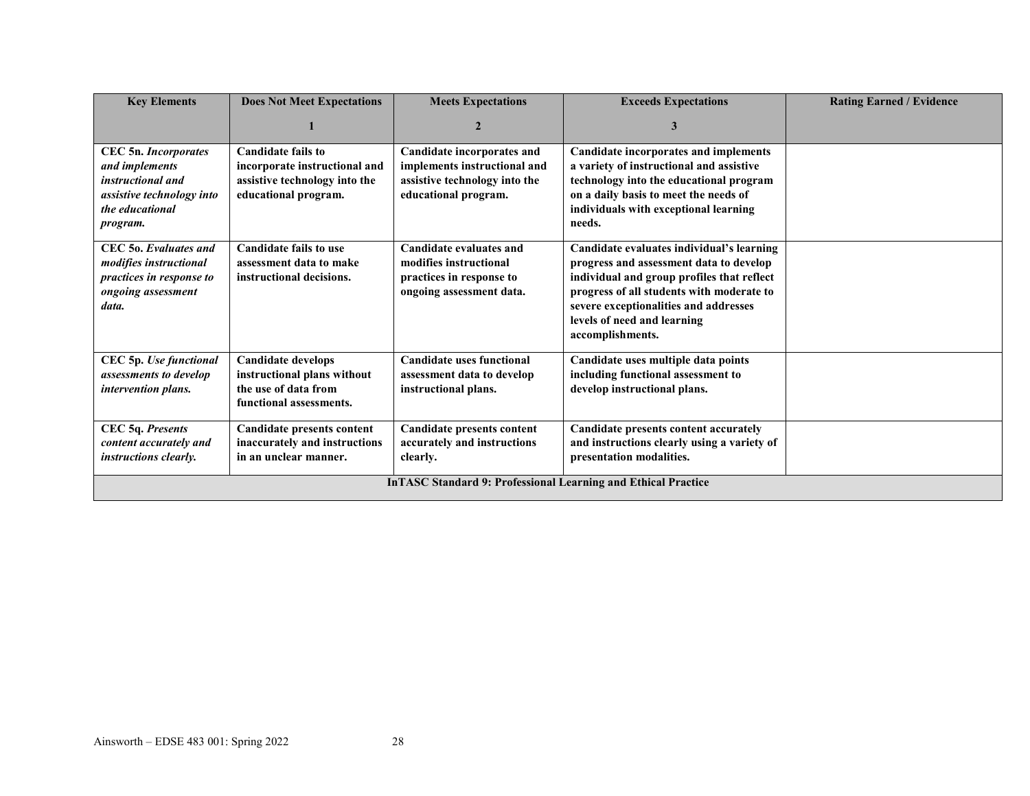| Key Elements | Does Not Meet Expectations<br>1 | Meets Expectations<br>2 | Exceeds Expectations<br>3 | Rating Earned / Evidence |
|---|---|---|---|---|
| **CEC 5n.** ***Incorporates and implements instructional and assistive technology into the educational program.*** | **Candidate fails to incorporate instructional and assistive technology into the educational program.** | **Candidate incorporates and implements instructional and assistive technology into the educational program.** | **Candidate incorporates and implements a variety of instructional and assistive technology into the educational program on a daily basis to meet the needs of individuals with exceptional learning needs.** | |
| **CEC 5o.** ***Evaluates and modifies instructional practices in response to ongoing assessment data.*** | **Candidate fails to use assessment data to make instructional decisions.** | **Candidate evaluates and modifies instructional practices in response to ongoing assessment data.** | **Candidate evaluates individual's learning progress and assessment data to develop individual and group profiles that reflect progress of all students with moderate to severe exceptionalities and addresses levels of need and learning accomplishments.** | |
| **CEC 5p.** ***Use functional assessments to develop intervention plans.*** | **Candidate develops instructional plans without the use of data from functional assessments.** | **Candidate uses functional assessment data to develop instructional plans.** | **Candidate uses multiple data points including functional assessment to develop instructional plans.** | |
| **CEC 5q.** ***Presents content accurately and instructions clearly.*** | **Candidate presents content inaccurately and instructions in an unclear manner.** | **Candidate presents content accurately and instructions clearly.** | **Candidate presents content accurately and instructions clearly using a variety of presentation modalities.** | |
| **InTASC Standard 9: Professional Learning and Ethical Practice** | | | | |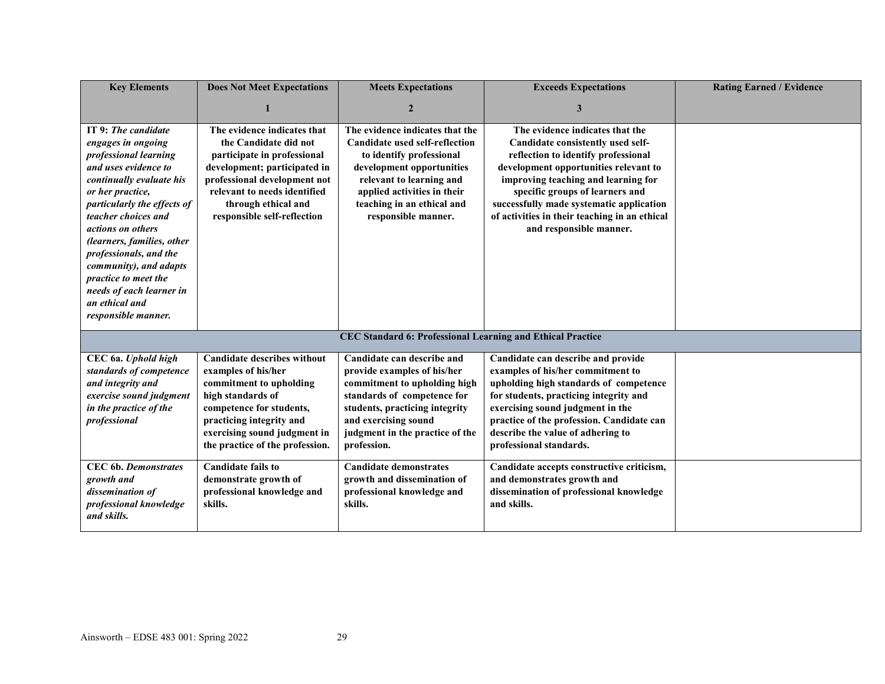| Key Elements | Does Not Meet Expectations<br>1 | Meets Expectations<br>2 | Exceeds Expectations<br>3 | Rating Earned / Evidence |
|---|---|---|---|---|
| **IT 9:** ***The candidate engages in ongoing professional learning and uses evidence to continually evaluate his or her practice, particularly the effects of teacher choices and actions on others (learners, families, other professionals, and the community), and adapts practice to meet the needs of each learner in an ethical and responsible manner.*** | **The evidence indicates that the Candidate did not participate in professional development; participated in professional development not relevant to needs identified through ethical and responsible self-reflection** | **The evidence indicates that the Candidate used self-reflection to identify professional development opportunities relevant to learning and applied activities in their teaching in an ethical and responsible manner.** | **The evidence indicates that the Candidate consistently used self-reflection to identify professional development opportunities relevant to improving teaching and learning for specific groups of learners and successfully made systematic application of activities in their teaching in an ethical and responsible manner.** | |
| | | **CEC Standard 6: Professional Learning and Ethical Practice** | | |
| **CEC 6a.** ***Uphold high standards of competence and integrity and exercise sound judgment in the practice of the professional*** | **Candidate describes without examples of his/her commitment to upholding high standards of competence for students, practicing integrity and exercising sound judgment in the practice of the profession.** | **Candidate can describe and provide examples of his/her commitment to upholding high standards of competence for students, practicing integrity and exercising sound judgment in the practice of the profession.** | **Candidate can describe and provide examples of his/her commitment to upholding high standards of competence for students, practicing integrity and exercising sound judgment in the practice of the profession. Candidate can describe the value of adhering to professional standards.** | |
| **CEC 6b.** ***Demonstrates growth and dissemination of professional knowledge and skills.*** | **Candidate fails to demonstrate growth of professional knowledge and skills.** | **Candidate demonstrates growth and dissemination of professional knowledge and skills.** | **Candidate accepts constructive criticism, and demonstrates growth and dissemination of professional knowledge and skills.** | |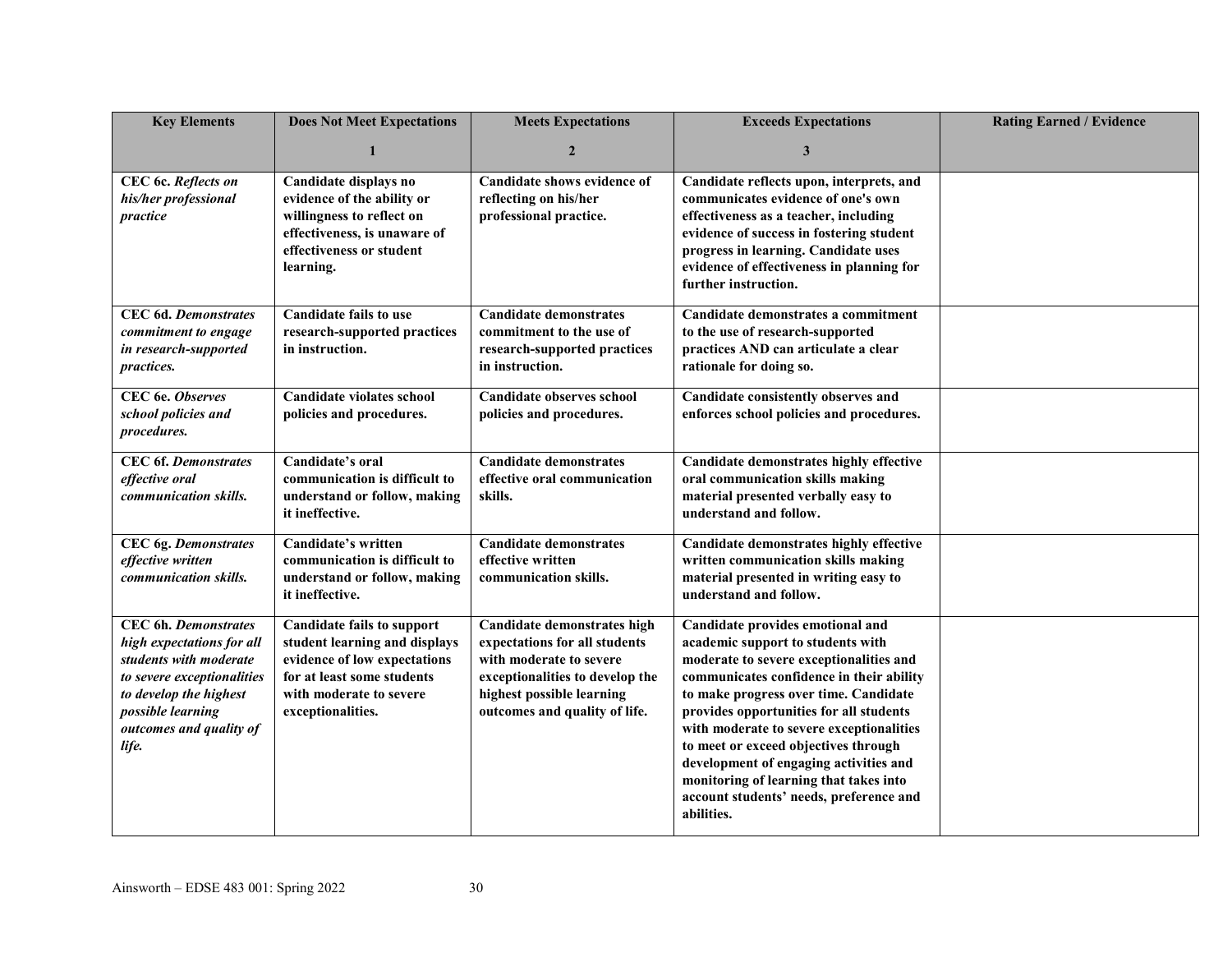| Key Elements | Does Not Meet Expectations<br>1 | Meets Expectations<br>2 | Exceeds Expectations<br>3 | Rating Earned / Evidence |
|---|---|---|---|---|
| **CEC 6c.** ***Reflects on his/her professional practice*** | **Candidate displays no evidence of the ability or willingness to reflect on effectiveness, is unaware of effectiveness or student learning.** | **Candidate shows evidence of reflecting on his/her professional practice.** | **Candidate reflects upon, interprets, and communicates evidence of one's own effectiveness as a teacher, including evidence of success in fostering student progress in learning. Candidate uses evidence of effectiveness in planning for further instruction.** | |
| **CEC 6d.** ***Demonstrates commitment to engage in research-supported practices.*** | **Candidate fails to use research-supported practices in instruction.** | **Candidate demonstrates commitment to the use of research-supported practices in instruction.** | **Candidate demonstrates a commitment to the use of research-supported practices AND can articulate a clear rationale for doing so.** | |
| **CEC 6e.** ***Observes school policies and procedures.*** | **Candidate violates school policies and procedures.** | **Candidate observes school policies and procedures.** | **Candidate consistently observes and enforces school policies and procedures.** | |
| **CEC 6f.** ***Demonstrates effective oral communication skills.*** | **Candidate's oral communication is difficult to understand or follow, making it ineffective.** | **Candidate demonstrates effective oral communication skills.** | **Candidate demonstrates highly effective oral communication skills making material presented verbally easy to understand and follow.** | |
| **CEC 6g.** ***Demonstrates effective written communication skills.*** | **Candidate's written communication is difficult to understand or follow, making it ineffective.** | **Candidate demonstrates effective written communication skills.** | **Candidate demonstrates highly effective written communication skills making material presented in writing easy to understand and follow.** | |
| **CEC 6h.** ***Demonstrates high expectations for all students with moderate to severe exceptionalities to develop the highest possible learning outcomes and quality of life.*** | **Candidate fails to support student learning and displays evidence of low expectations for at least some students with moderate to severe exceptionalities.** | **Candidate demonstrates high expectations for all students with moderate to severe exceptionalities to develop the highest possible learning outcomes and quality of life.** | **Candidate provides emotional and academic support to students with moderate to severe exceptionalities and communicates confidence in their ability to make progress over time. Candidate provides opportunities for all students with moderate to severe exceptionalities to meet or exceed objectives through development of engaging activities and monitoring of learning that takes into account students' needs, preference and abilities.** | |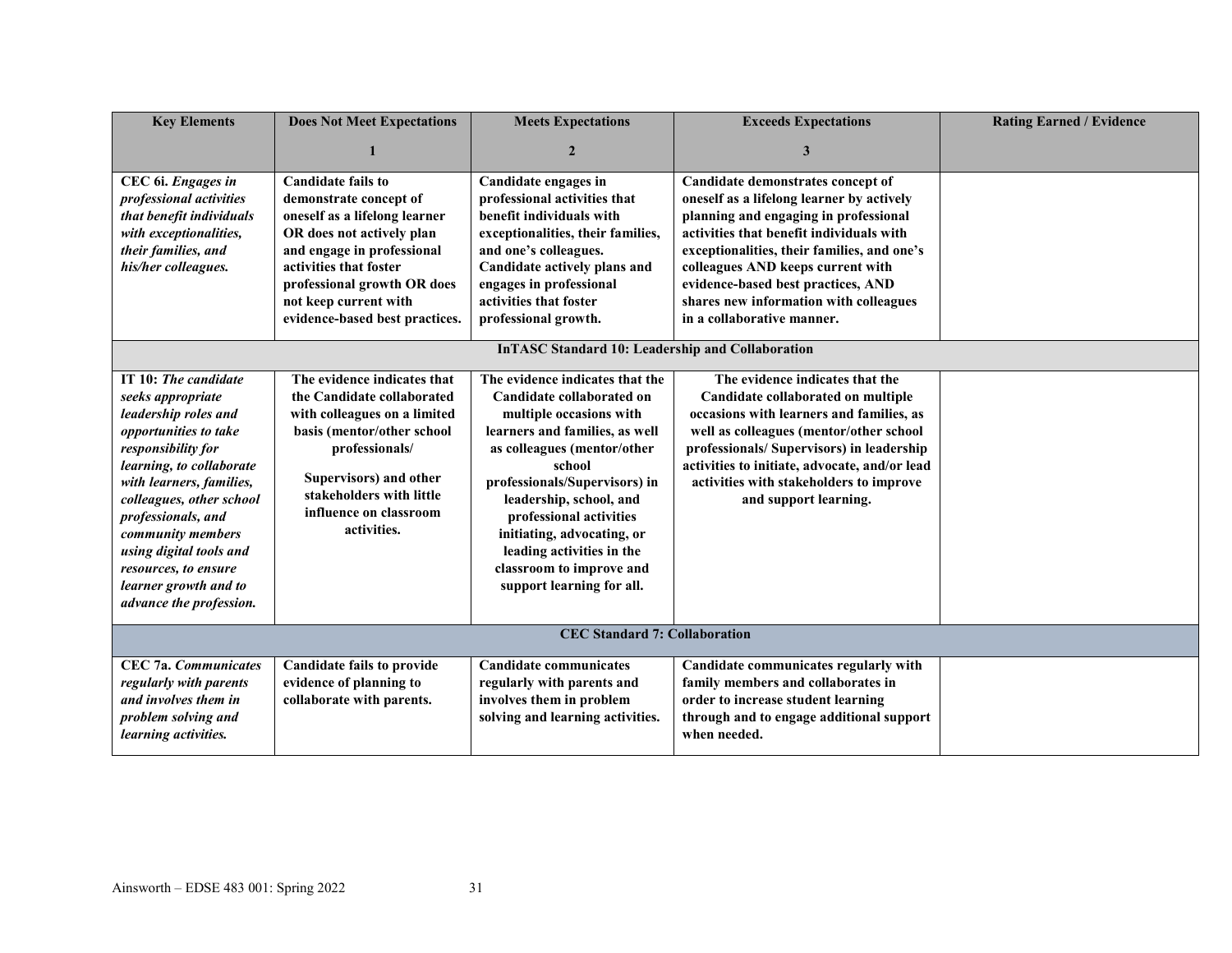| Key Elements | Does Not Meet Expectations<br>1 | Meets Expectations<br>2 | Exceeds Expectations<br>3 | Rating Earned / Evidence |
|---|---|---|---|---|
| **CEC 6i.** ***Engages in professional activities that benefit individuals with exceptionalities, their families, and his/her colleagues.*** | **Candidate fails to demonstrate concept of oneself as a lifelong learner OR does not actively plan and engage in professional activities that foster professional growth OR does not keep current with evidence-based best practices.** | **Candidate engages in professional activities that benefit individuals with exceptionalities, their families, and one's colleagues. Candidate actively plans and engages in professional activities that foster professional growth.** | **Candidate demonstrates concept of oneself as a lifelong learner by actively planning and engaging in professional activities that benefit individuals with exceptionalities, their families, and one's colleagues AND keeps current with evidence-based best practices, AND shares new information with colleagues in a collaborative manner.** | |
| **InTASC Standard 10: Leadership and Collaboration** | | | | |
| **IT 10:** ***The candidate seeks appropriate leadership roles and opportunities to take responsibility for learning, to collaborate with learners, families, colleagues, other school professionals, and community members using digital tools and resources, to ensure learner growth and to advance the profession.*** | **The evidence indicates that the Candidate collaborated with colleagues on a limited basis (mentor/other school professionals/ Supervisors) and other stakeholders with little influence on classroom activities.** | **The evidence indicates that the Candidate collaborated on multiple occasions with learners and families, as well as colleagues (mentor/other school professionals/Supervisors) in leadership, school, and professional activities initiating, advocating, or leading activities in the classroom to improve and support learning for all.** | **The evidence indicates that the Candidate collaborated on multiple occasions with learners and families, as well as colleagues (mentor/other school professionals/ Supervisors) in leadership activities to initiate, advocate, and/or lead activities with stakeholders to improve and support learning.** | |
| **CEC Standard 7: Collaboration** | | | | |
| **CEC 7a.** ***Communicates regularly with parents and involves them in problem solving and learning activities.*** | **Candidate fails to provide evidence of planning to collaborate with parents.** | **Candidate communicates regularly with parents and involves them in problem solving and learning activities.** | **Candidate communicates regularly with family members and collaborates in order to increase student learning through and to engage additional support when needed.** | |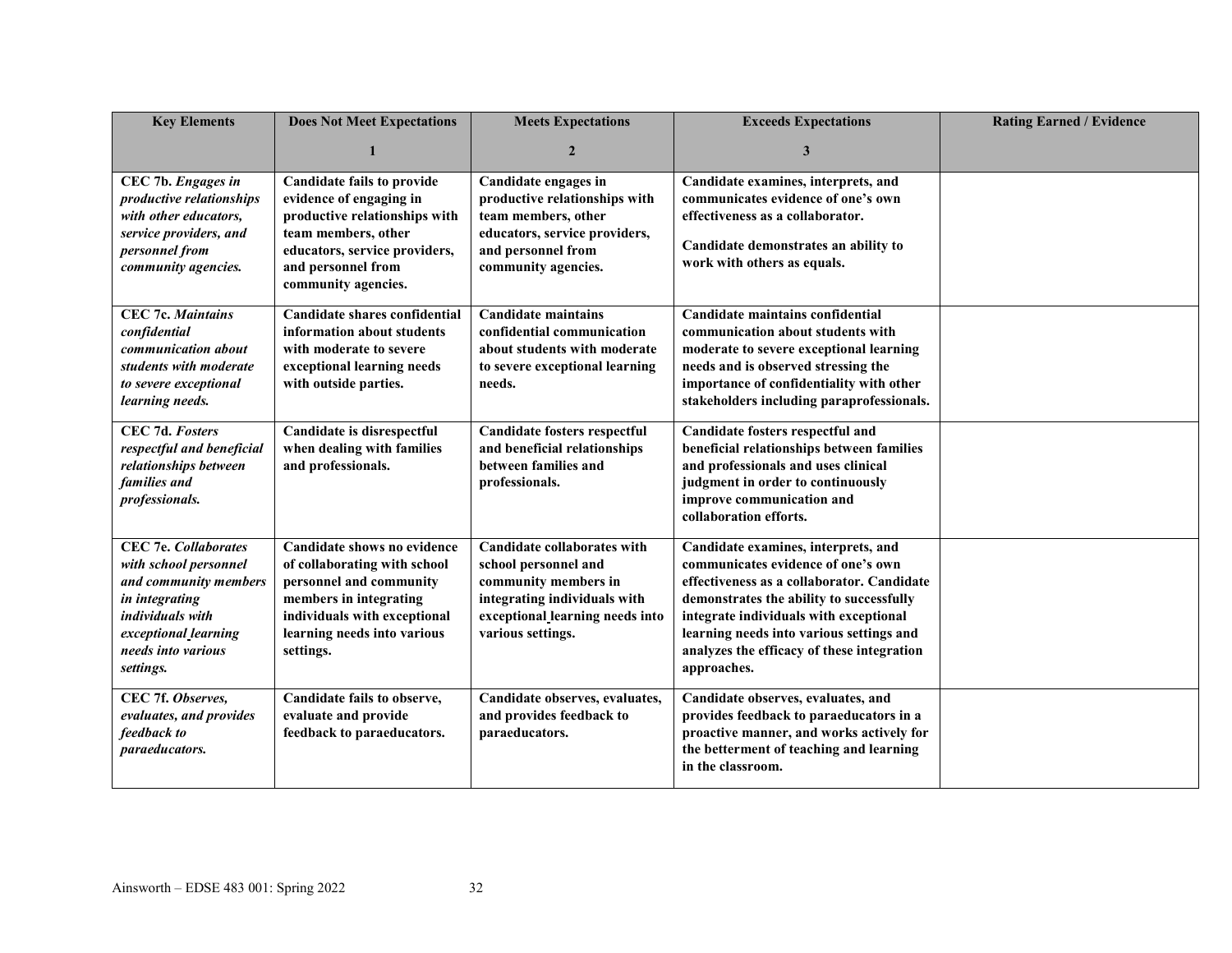| Key Elements | Does Not Meet Expectations<br><br>1 | Meets Expectations<br><br>2 | Exceeds Expectations<br><br>3 | Rating Earned / Evidence |
|---|---|---|---|---|
| **CEC 7b.** ***Engages in productive relationships with other educators, service providers, and personnel from community agencies.*** | **Candidate fails to provide evidence of engaging in productive relationships with team members, other educators, service providers, and personnel from community agencies.** | **Candidate engages in productive relationships with team members, other educators, service providers, and personnel from community agencies.** | **Candidate examines, interprets, and communicates evidence of one's own effectiveness as a collaborator.**<br><br>**Candidate demonstrates an ability to work with others as equals.** | |
| **CEC 7c.** ***Maintains confidential communication about students with moderate to severe exceptional learning needs.*** | **Candidate shares confidential information about students with moderate to severe exceptional learning needs with outside parties.** | **Candidate maintains confidential communication about students with moderate to severe exceptional learning needs.** | **Candidate maintains confidential communication about students with moderate to severe exceptional learning needs and is observed stressing the importance of confidentiality with other stakeholders including paraprofessionals.** | |
| **CEC 7d.** ***Fosters respectful and beneficial relationships between families and professionals.*** | **Candidate is disrespectful when dealing with families and professionals.** | **Candidate fosters respectful and beneficial relationships between families and professionals.** | **Candidate fosters respectful and beneficial relationships between families and professionals and uses clinical judgment in order to continuously improve communication and collaboration efforts.** | |
| **CEC 7e.** ***Collaborates with school personnel and community members in integrating individuals with exceptional learning needs into various settings.*** | **Candidate shows no evidence of collaborating with school personnel and community members in integrating individuals with exceptional learning needs into various settings.** | **Candidate collaborates with school personnel and community members in integrating individuals with exceptional learning needs into various settings.** | **Candidate examines, interprets, and communicates evidence of one's own effectiveness as a collaborator. Candidate demonstrates the ability to successfully integrate individuals with exceptional learning needs into various settings and analyzes the efficacy of these integration approaches.** | |
| **CEC 7f.** ***Observes, evaluates, and provides feedback to paraeducators.*** | **Candidate fails to observe, evaluate and provide feedback to paraeducators.** | **Candidate observes, evaluates, and provides feedback to paraeducators.** | **Candidate observes, evaluates, and provides feedback to paraeducators in a proactive manner, and works actively for the betterment of teaching and learning in the classroom.** | |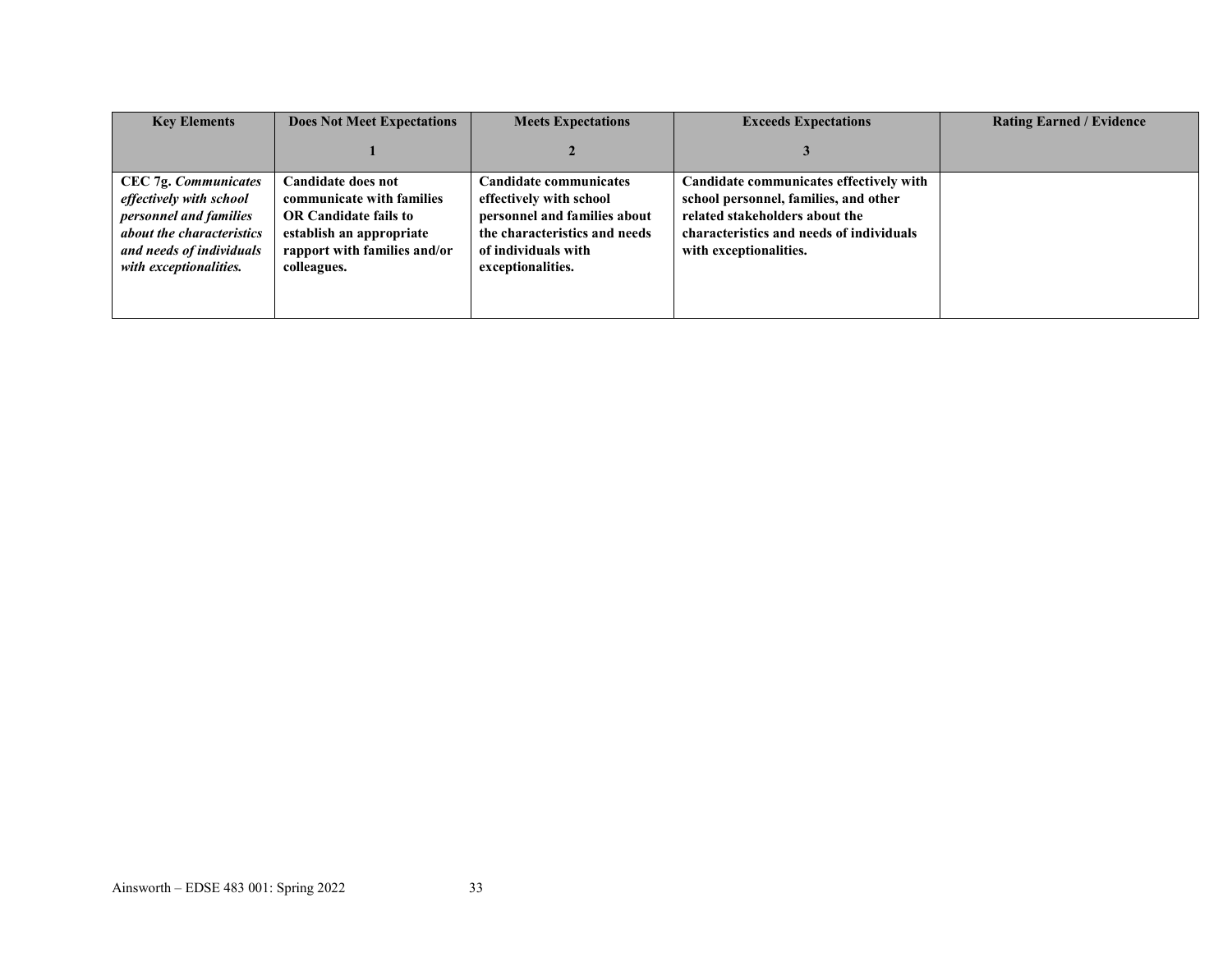| Key Elements | Does Not Meet Expectations<br><br>1 | Meets Expectations<br><br>2 | Exceeds Expectations<br><br>3 | Rating Earned / Evidence |
| --- | --- | --- | --- | --- |
| **CEC 7g.** ***Communicates effectively with school personnel and families about the characteristics and needs of individuals with exceptionalities.*** | **Candidate does not communicate with families OR Candidate fails to establish an appropriate rapport with families and/or colleagues.** | **Candidate communicates effectively with school personnel and families about the characteristics and needs of individuals with exceptionalities.** | **Candidate communicates effectively with school personnel, families, and other related stakeholders about the characteristics and needs of individuals with exceptionalities.** | |